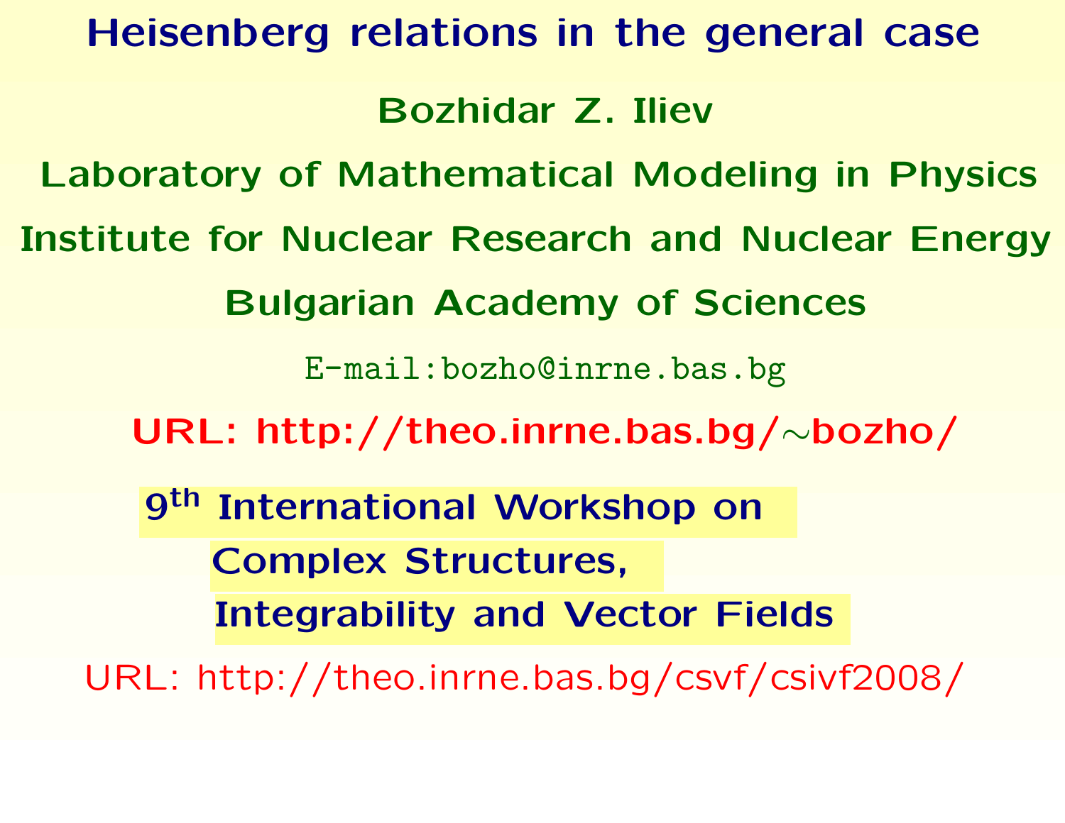# Heisenberg relations in the general case

**Bozhidar Z. Iliev**

**Laboratory of Mathematical Modeling in Physics**

**Institute for Nuclear Research and Nuclear Energy**

**Bulgarian Academy of Sciences**

E-mail:bozho@inrne.bas.bg

**URL: http://theo.inrne.bas.bg/~bozho/**

**9th International Workshop on Complex Structures, Integrability and Vector Fields**

URL: http://theo.inrne.bas.bg/csvf/csivf2008/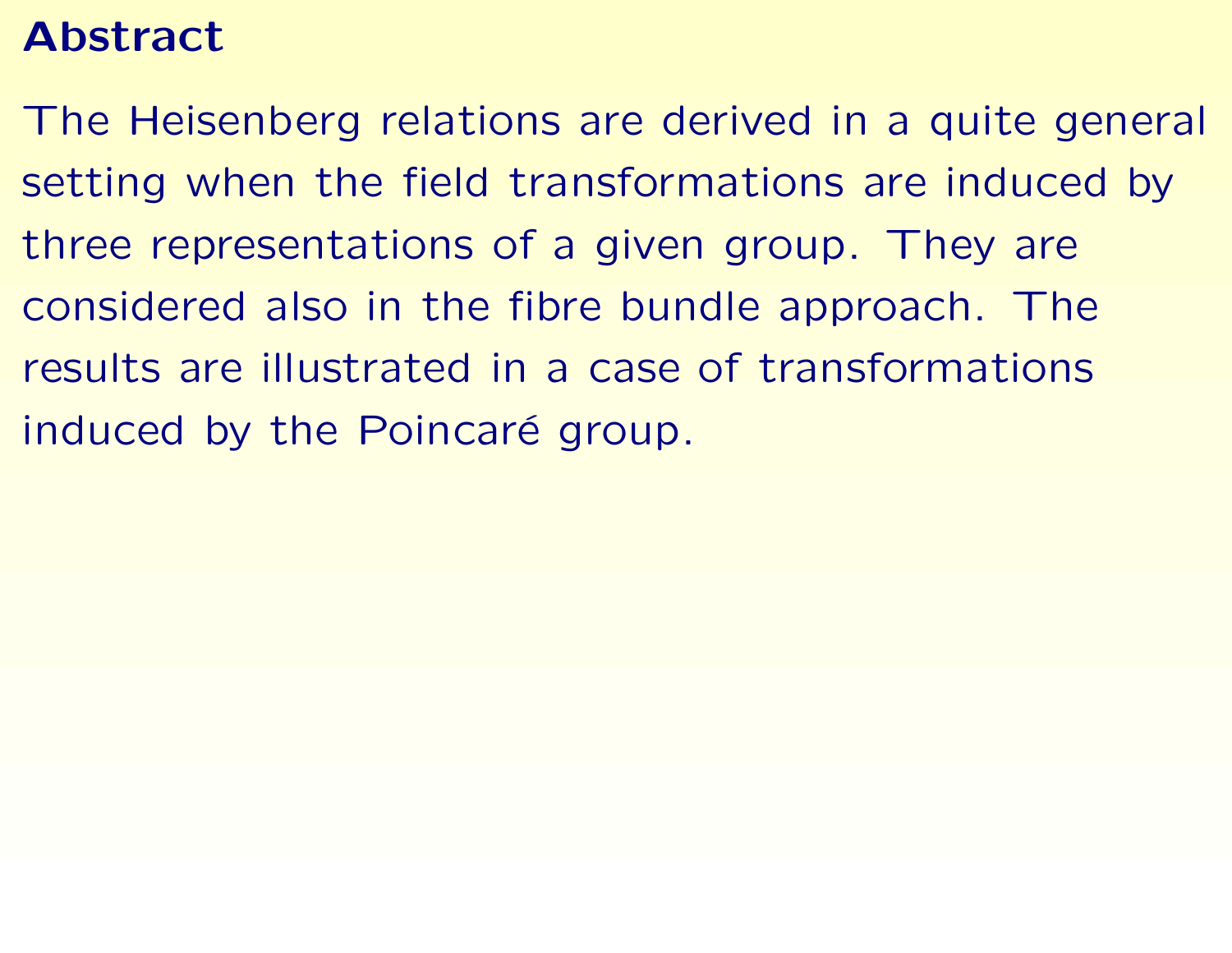# Abstract

The Heisenberg relations are derived in a quite general setting when the field transformations are induced by three representations of a given group. They are considered also in the fibre bundle approach. The results are illustrated in a case of transformations induced by the Poincaré group.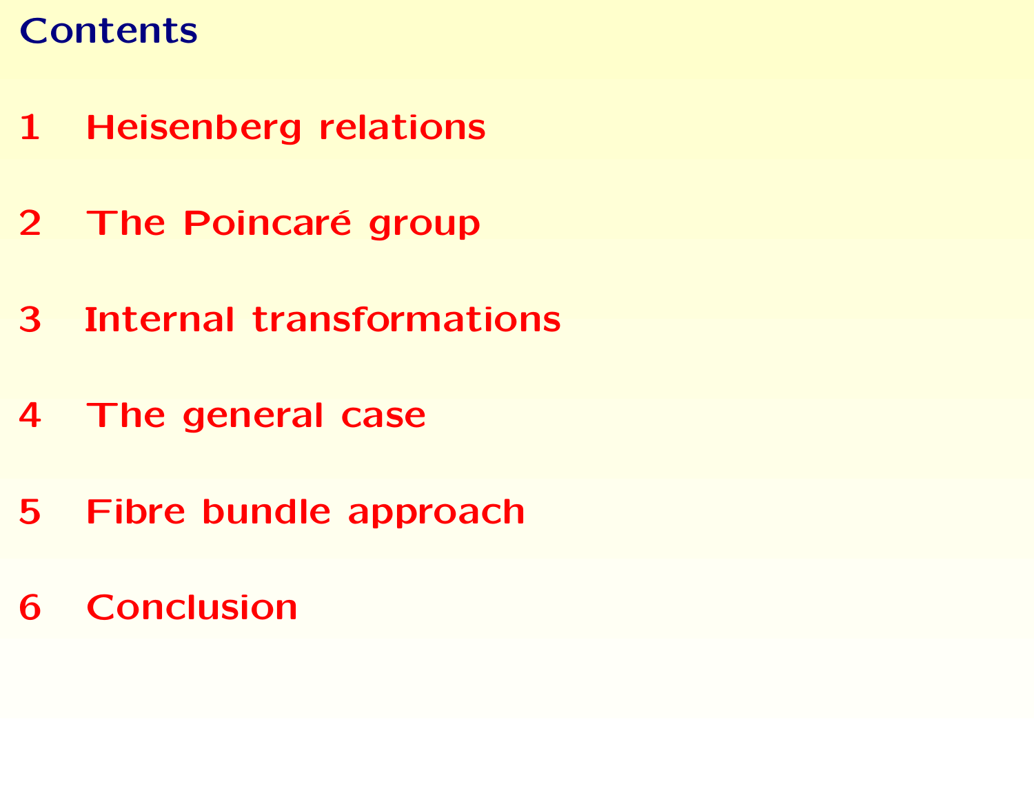# Contents

1 Heisenberg relations

2 The Poincaré group

3 Internal transformations

4 The general case

5 Fibre bundle approach

6 Conclusion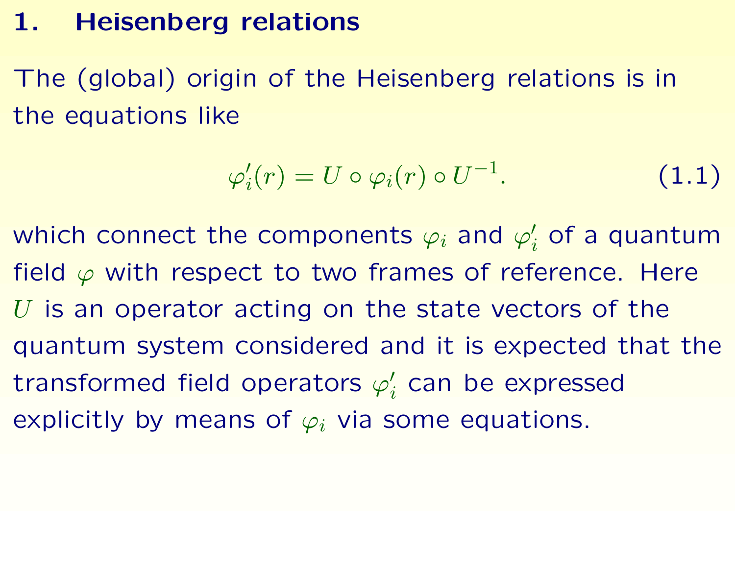# 1. Heisenberg relations

The (global) origin of the Heisenberg relations is in the equations like

$$\varphi_i'(r) = U \circ \varphi_i(r) \circ U^{-1}. \tag{1.1}$$

which connect the components $\varphi_i$ and $\varphi_i'$ of a quantum field $\varphi$ with respect to two frames of reference. Here $U$ is an operator acting on the state vectors of the quantum system considered and it is expected that the transformed field operators $\varphi_i'$ can be expressed explicitly by means of $\varphi_i$ via some equations.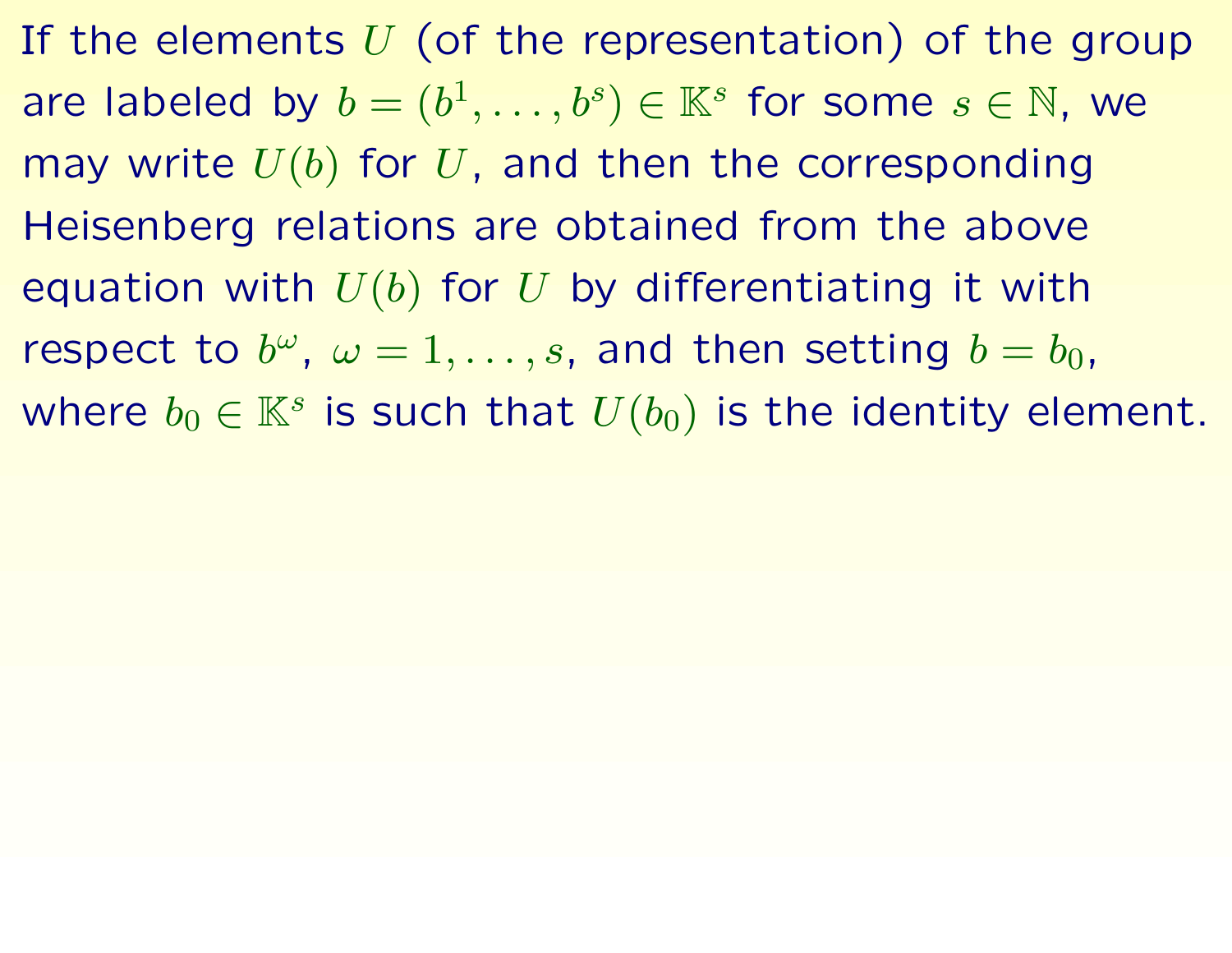If the elements $U$ (of the representation) of the group are labeled by $b = (b^1, \ldots, b^s) \in \mathbb{K}^s$ for some $s \in \mathbb{N}$, we may write $U(b)$ for $U$, and then the corresponding Heisenberg relations are obtained from the above equation with $U(b)$ for $U$ by differentiating it with respect to $b^\omega$, $\omega = 1, \ldots, s$, and then setting $b = b_0$, where $b_0 \in \mathbb{K}^s$ is such that $U(b_0)$ is the identity element.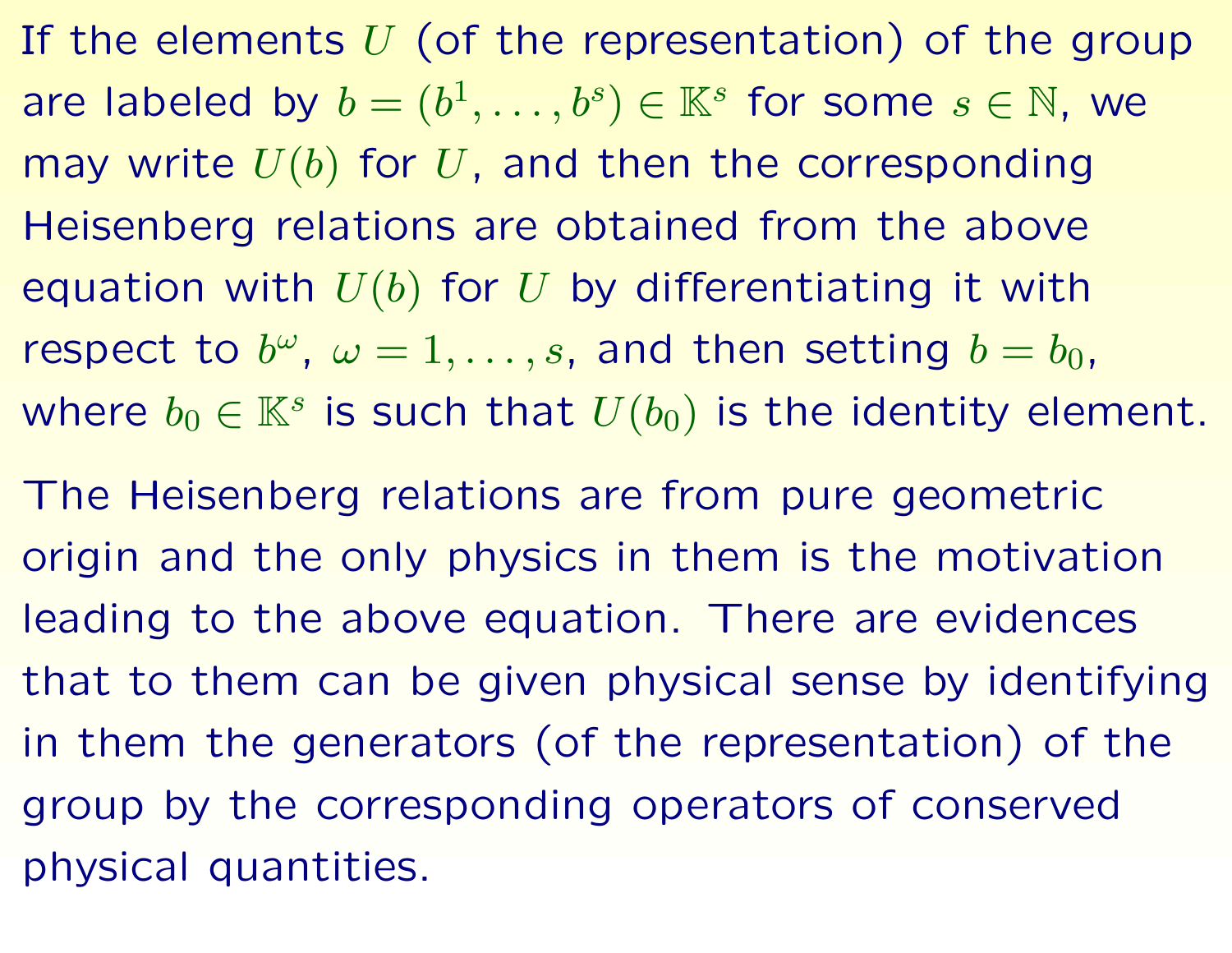If the elements $U$ (of the representation) of the group are labeled by $b = (b^1, \ldots, b^s) \in \mathbb{K}^s$ for some $s \in \mathbb{N}$, we may write $U(b)$ for $U$, and then the corresponding Heisenberg relations are obtained from the above equation with $U(b)$ for $U$ by differentiating it with respect to $b^\omega$, $\omega = 1, \ldots, s$, and then setting $b = b_0$, where $b_0 \in \mathbb{K}^s$ is such that $U(b_0)$ is the identity element.

The Heisenberg relations are from pure geometric origin and the only physics in them is the motivation leading to the above equation. There are evidences that to them can be given physical sense by identifying in them the generators (of the representation) of the group by the corresponding operators of conserved physical quantities.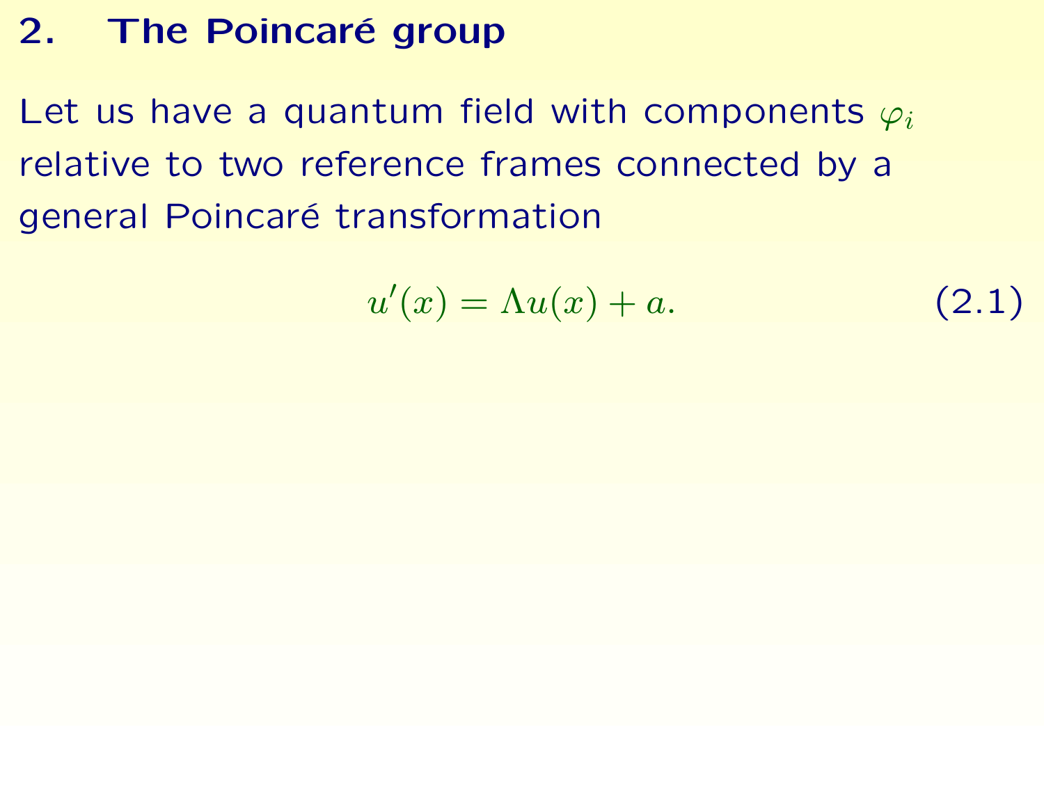## 2. The Poincaré group

Let us have a quantum field with components $\varphi_i$ relative to two reference frames connected by a general Poincaré transformation

$$u'(x) = \Lambda u(x) + a. \tag{2.1}$$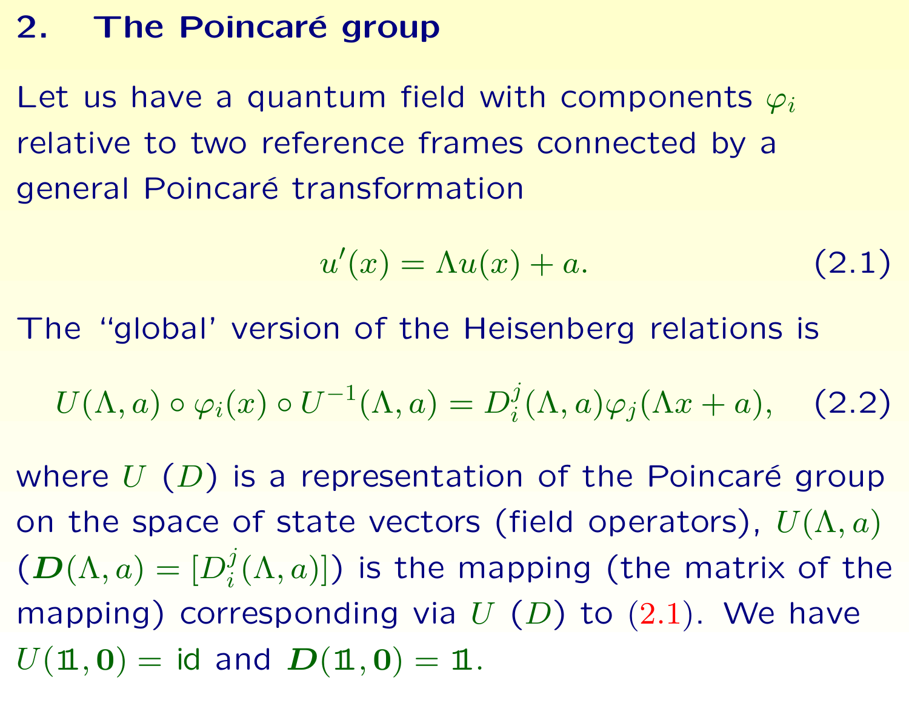## 2. The Poincaré group

Let us have a quantum field with components $\varphi_i$ relative to two reference frames connected by a general Poincaré transformation

$$u'(x) = \Lambda u(x) + a. \tag{2.1}$$

The "global' version of the Heisenberg relations is

$$U(\Lambda, a) \circ \varphi_i(x) \circ U^{-1}(\Lambda, a) = D_i^j(\Lambda, a)\varphi_j(\Lambda x + a), \tag{2.2}$$

where $U$ ($D$) is a representation of the Poincaré group on the space of state vectors (field operators), $U(\Lambda, a)$ ($\boldsymbol{D}(\Lambda, a) = [D_i^j(\Lambda, a)]$) is the mapping (the matrix of the mapping) corresponding via $U$ ($D$) to (2.1). We have $U(\mathbb{1}, \mathbf{0}) = \mathrm{id}$ and $\boldsymbol{D}(\mathbb{1}, \mathbf{0}) = \mathbb{1}$.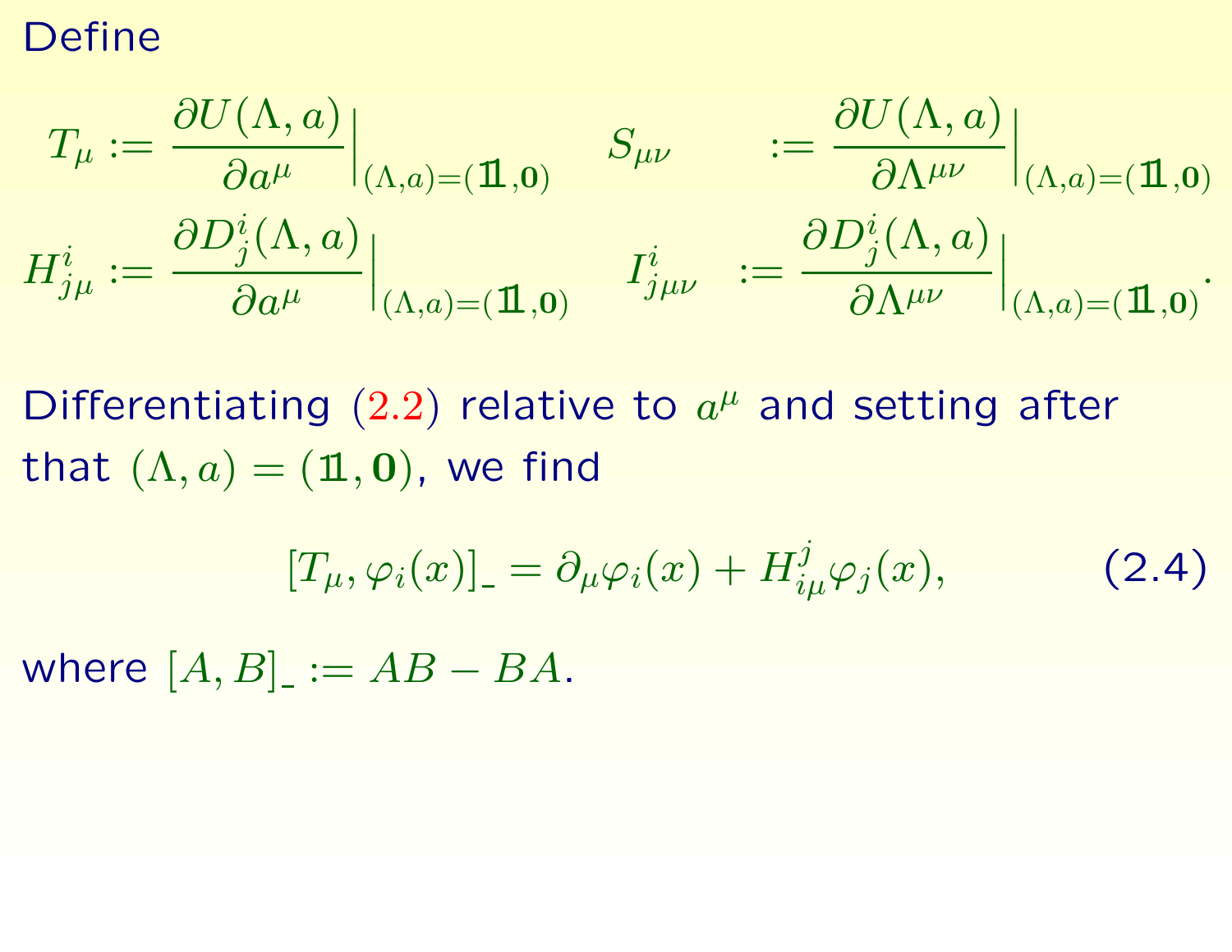Define

$$T_\mu := \frac{\partial U(\Lambda, a)}{\partial a^\mu}\Big|_{(\Lambda,a)=(\mathbb{1},\mathbf{0})} \qquad S_{\mu\nu} := \frac{\partial U(\Lambda, a)}{\partial \Lambda^{\mu\nu}}\Big|_{(\Lambda,a)=(\mathbb{1},\mathbf{0})}$$

$$H^i_{j\mu} := \frac{\partial D^i_j(\Lambda, a)}{\partial a^\mu}\Big|_{(\Lambda,a)=(\mathbb{1},\mathbf{0})} \qquad I^i_{j\mu\nu} := \frac{\partial D^i_j(\Lambda, a)}{\partial \Lambda^{\mu\nu}}\Big|_{(\Lambda,a)=(\mathbb{1},\mathbf{0})}.$$

Differentiating (2.2) relative to $a^\mu$ and setting after that $(\Lambda, a) = (\mathbb{1}, \mathbf{0})$, we find

$$[T_\mu, \varphi_i(x)]_{\_} = \partial_\mu \varphi_i(x) + H^j_{i\mu}\varphi_j(x), \tag{2.4}$$

where $[A, B]_{\_} := AB - BA$.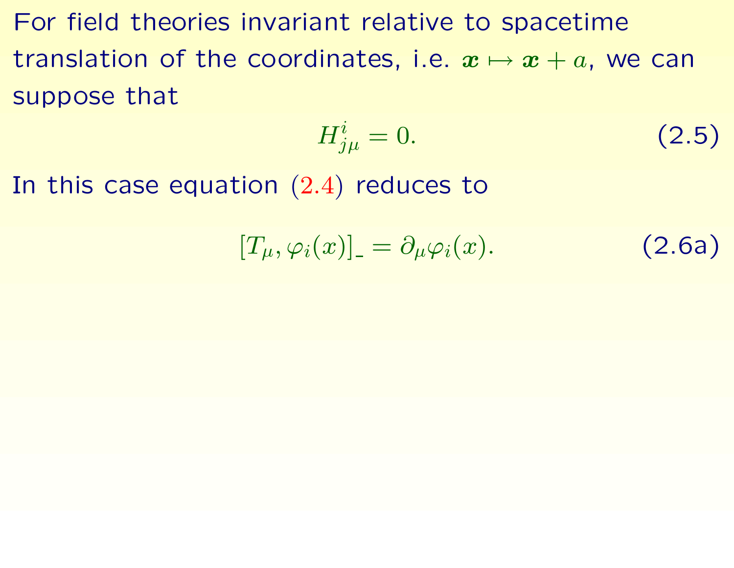For field theories invariant relative to spacetime translation of the coordinates, i.e. $\boldsymbol{x} \mapsto \boldsymbol{x} + a$, we can suppose that

$$H^{i}_{j\mu} = 0. \tag{2.5}$$

In this case equation (2.4) reduces to

$$[T_\mu, \varphi_i(x)]_{\_} = \partial_\mu \varphi_i(x). \tag{2.6a}$$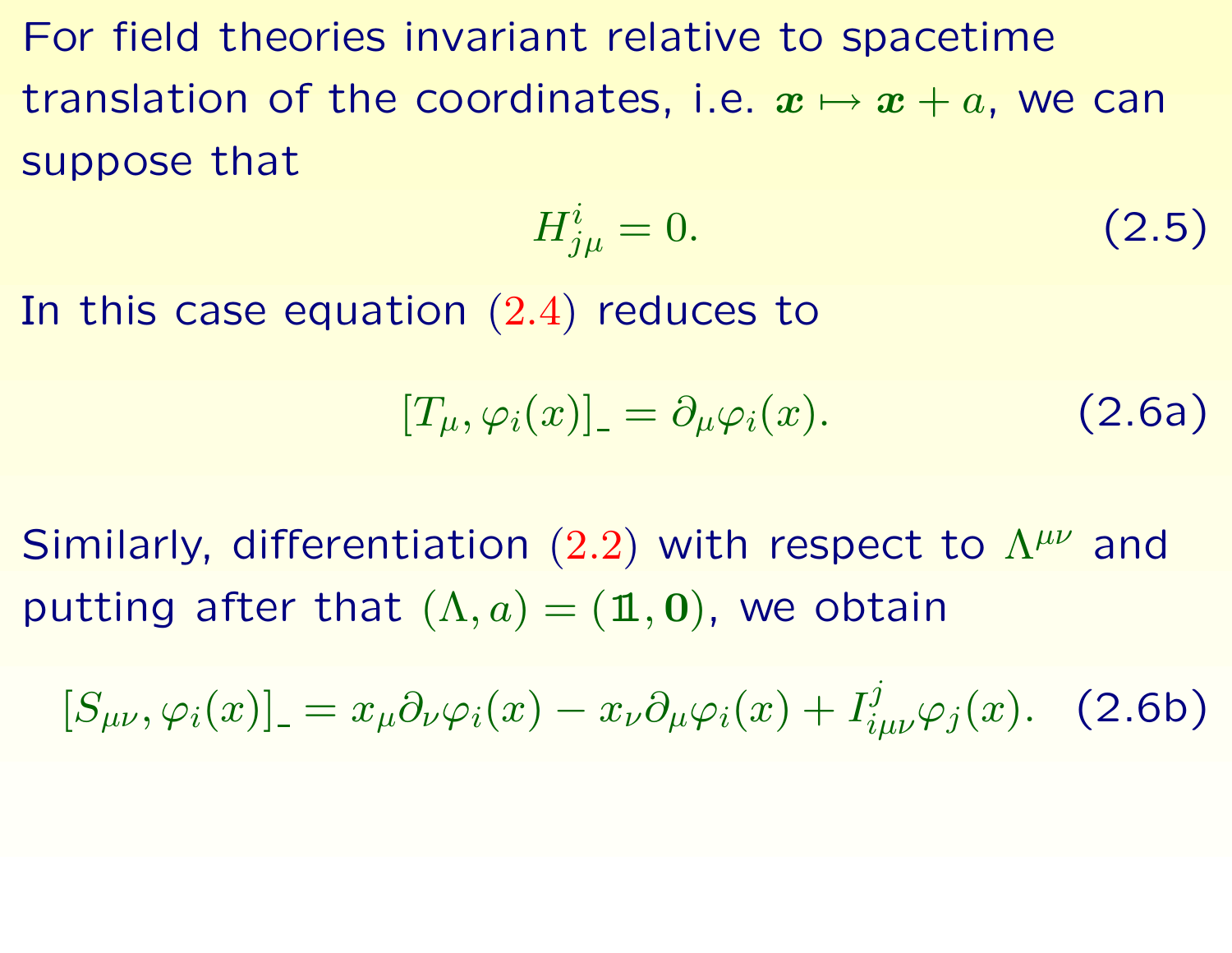For field theories invariant relative to spacetime translation of the coordinates, i.e. $\boldsymbol{x} \mapsto \boldsymbol{x} + a$, we can suppose that

$$H^{i}_{j\mu} = 0. \tag{2.5}$$

In this case equation (2.4) reduces to

$$[T_\mu, \varphi_i(x)]_{\_} = \partial_\mu \varphi_i(x). \tag{2.6a}$$

Similarly, differentiation (2.2) with respect to $\Lambda^{\mu\nu}$ and putting after that $(\Lambda, a) = (\mathbb{1}, \mathbf{0})$, we obtain

$$[S_{\mu\nu}, \varphi_i(x)]_{\_} = x_\mu \partial_\nu \varphi_i(x) - x_\nu \partial_\mu \varphi_i(x) + I^{j}_{i\mu\nu} \varphi_j(x). \tag{2.6b}$$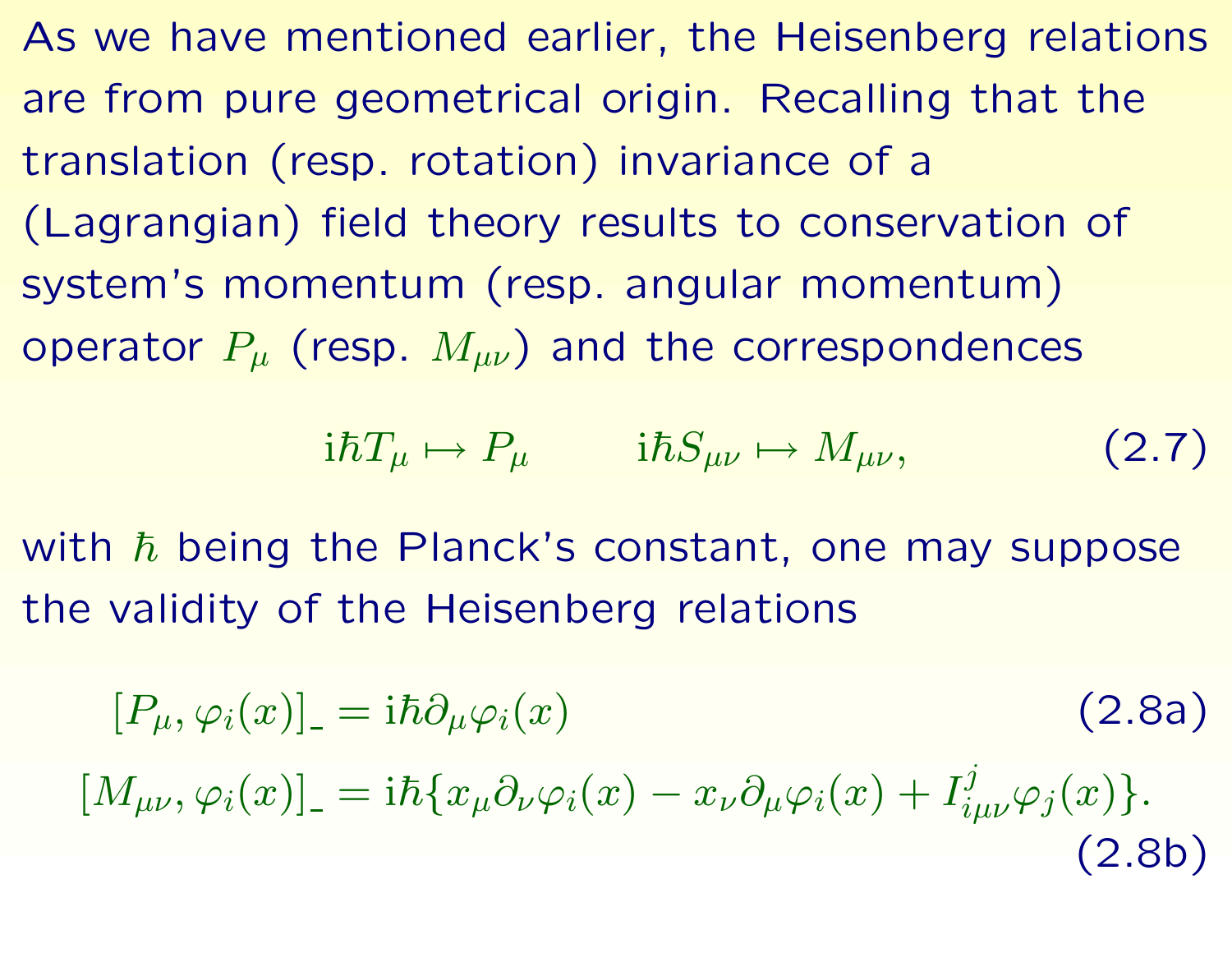As we have mentioned earlier, the Heisenberg relations are from pure geometrical origin. Recalling that the translation (resp. rotation) invariance of a (Lagrangian) field theory results to conservation of system's momentum (resp. angular momentum) operator $P_\mu$ (resp. $M_{\mu\nu}$) and the correspondences

$$\mathrm{i}\hbar T_\mu \mapsto P_\mu \qquad \mathrm{i}\hbar S_{\mu\nu} \mapsto M_{\mu\nu}, \tag{2.7}$$

with $\hbar$ being the Planck's constant, one may suppose the validity of the Heisenberg relations

$$[P_\mu, \varphi_i(x)]_{\_} = \mathrm{i}\hbar \partial_\mu \varphi_i(x) \tag{2.8a}$$

$$[M_{\mu\nu}, \varphi_i(x)]_{\_} = \mathrm{i}\hbar \{ x_\mu \partial_\nu \varphi_i(x) - x_\nu \partial_\mu \varphi_i(x) + I^j_{i\mu\nu} \varphi_j(x) \}. \tag{2.8b}$$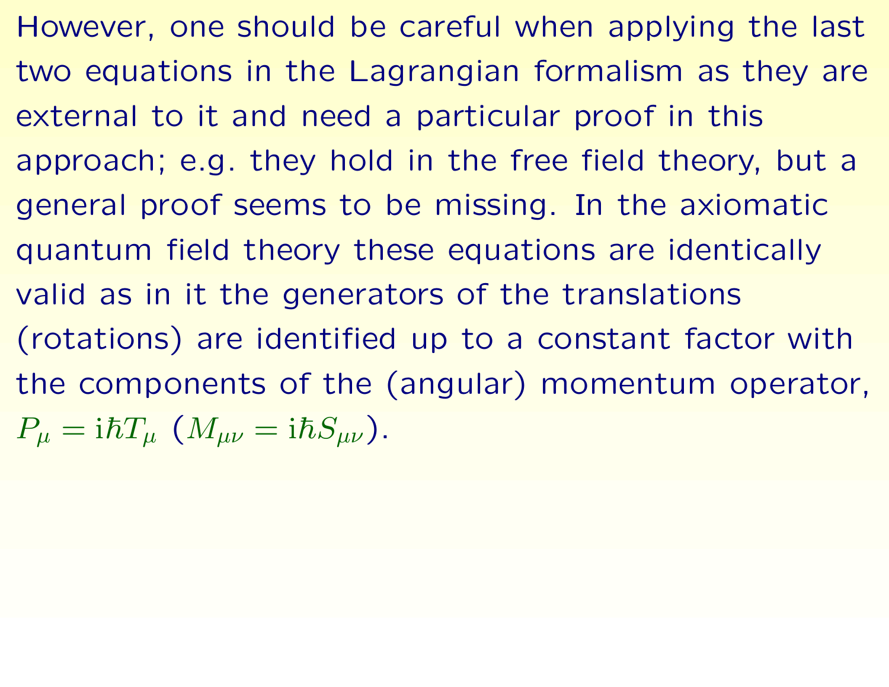However, one should be careful when applying the last two equations in the Lagrangian formalism as they are external to it and need a particular proof in this approach; e.g. they hold in the free field theory, but a general proof seems to be missing. In the axiomatic quantum field theory these equations are identically valid as in it the generators of the translations (rotations) are identified up to a constant factor with the components of the (angular) momentum operator, $P_\mu = \mathrm{i}\hbar T_\mu$ ($M_{\mu\nu} = \mathrm{i}\hbar S_{\mu\nu}$).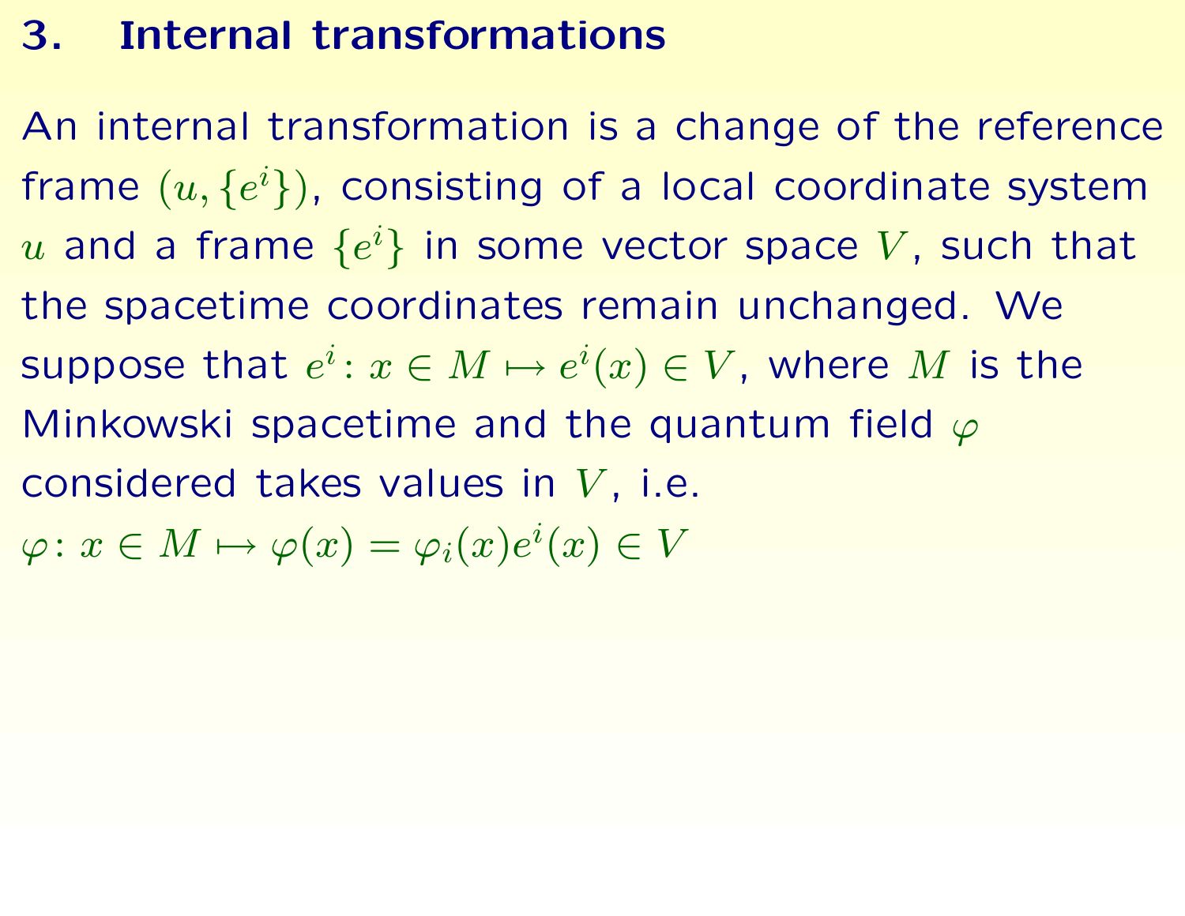## 3. Internal transformations

An internal transformation is a change of the reference frame $(u, \{e^i\})$, consisting of a local coordinate system $u$ and a frame $\{e^i\}$ in some vector space $V$, such that the spacetime coordinates remain unchanged. We suppose that $e^i \colon x \in M \mapsto e^i(x) \in V$, where $M$ is the Minkowski spacetime and the quantum field $\varphi$ considered takes values in $V$, i.e.

$$\varphi \colon x \in M \mapsto \varphi(x) = \varphi_i(x) e^i(x) \in V$$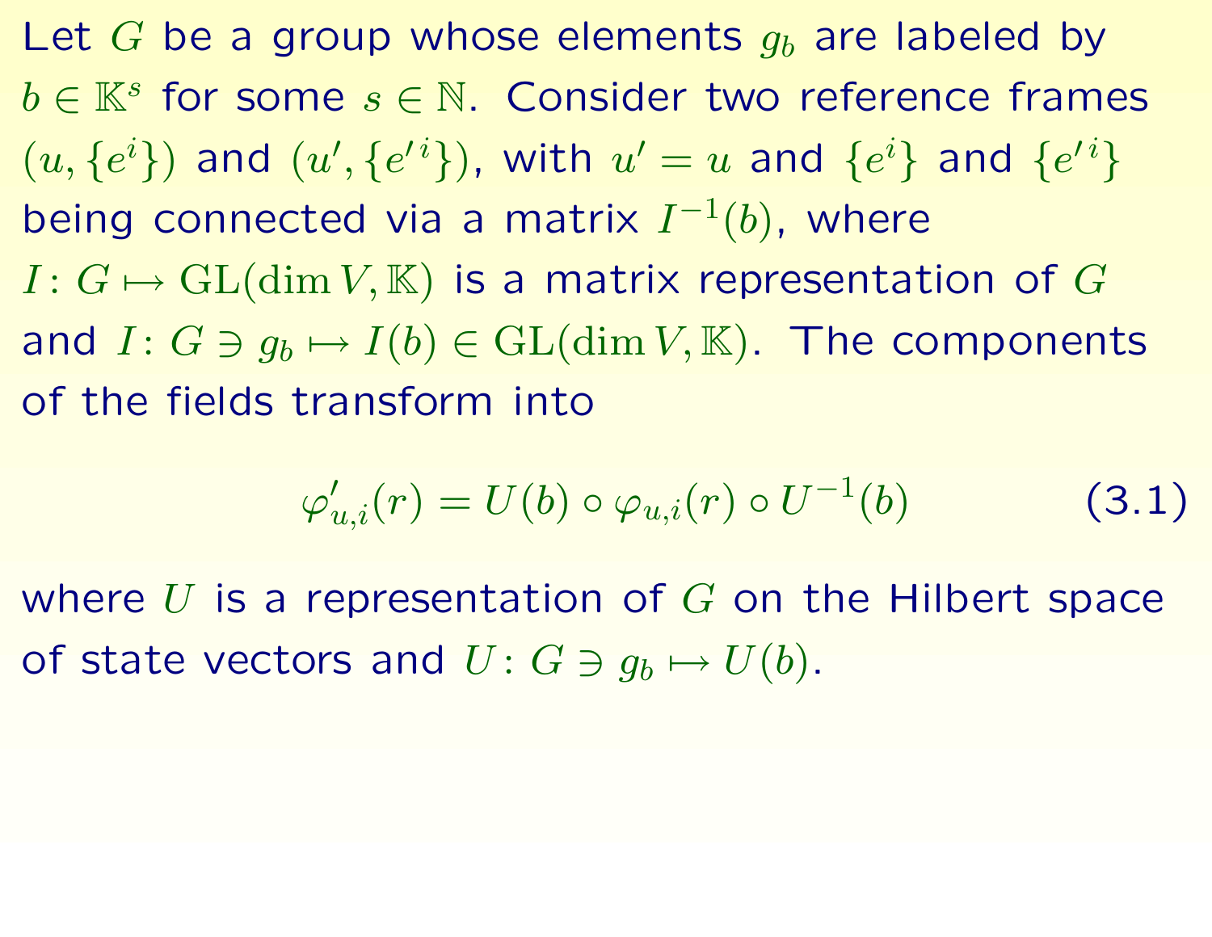Let $G$ be a group whose elements $g_b$ are labeled by $b \in \mathbb{K}^s$ for some $s \in \mathbb{N}$. Consider two reference frames $(u, \{e^i\})$ and $(u', \{e'^i\})$, with $u' = u$ and $\{e^i\}$ and $\{e'^i\}$ being connected via a matrix $I^{-1}(b)$, where $I \colon G \mapsto \mathrm{GL}(\dim V, \mathbb{K})$ is a matrix representation of $G$ and $I \colon G \ni g_b \mapsto I(b) \in \mathrm{GL}(\dim V, \mathbb{K})$. The components of the fields transform into

$$\varphi'_{u,i}(r) = U(b) \circ \varphi_{u,i}(r) \circ U^{-1}(b) \tag{3.1}$$

where $U$ is a representation of $G$ on the Hilbert space of state vectors and $U \colon G \ni g_b \mapsto U(b)$.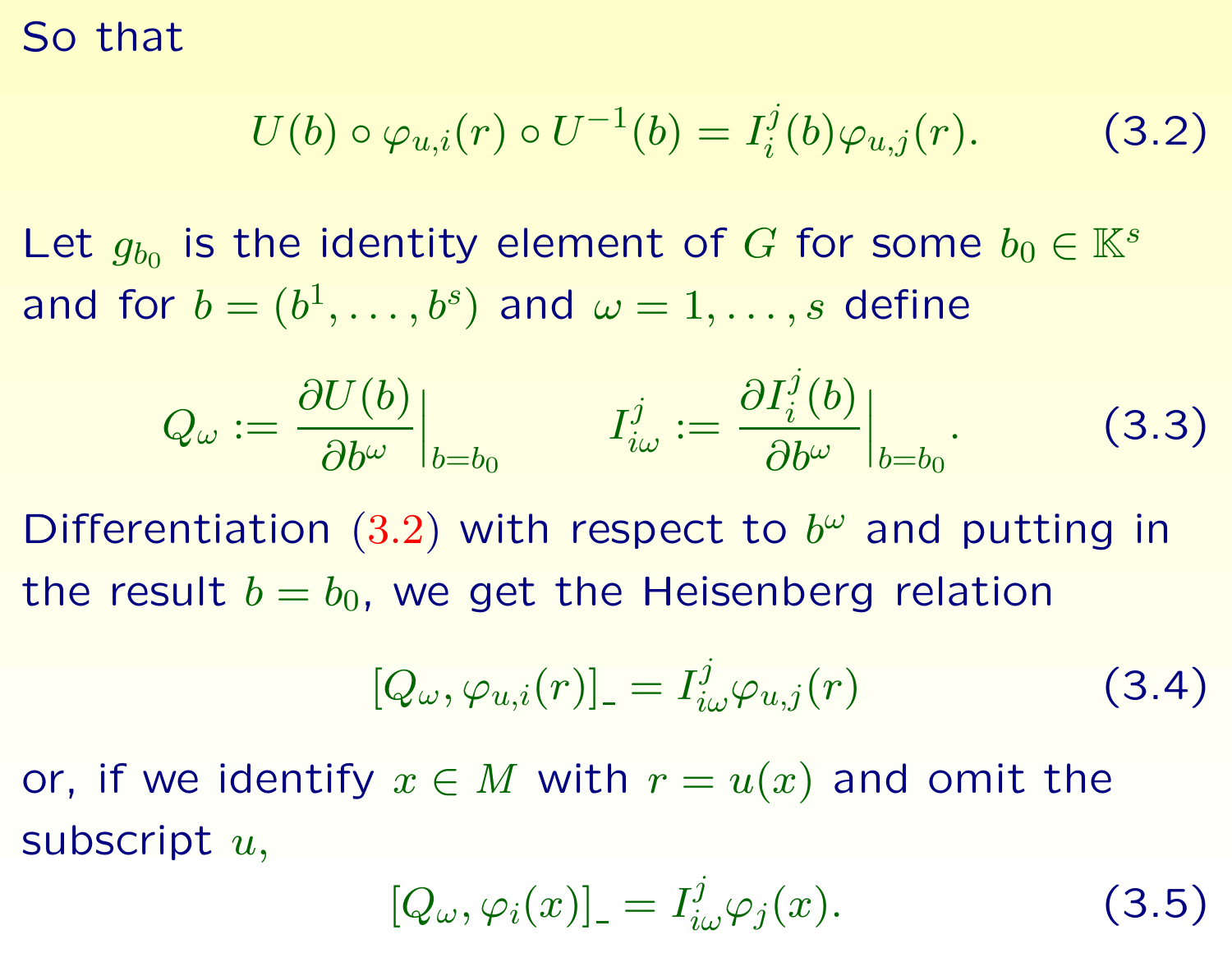So that

$$U(b) \circ \varphi_{u,i}(r) \circ U^{-1}(b) = I_i^j(b) \varphi_{u,j}(r). \tag{3.2}$$

Let $g_{b_0}$ is the identity element of $G$ for some $b_0 \in \mathbb{K}^s$ and for $b = (b^1, \ldots, b^s)$ and $\omega = 1, \ldots, s$ define

$$Q_\omega := \frac{\partial U(b)}{\partial b^\omega}\Big|_{b=b_0} \qquad I_{i\omega}^j := \frac{\partial I_i^j(b)}{\partial b^\omega}\Big|_{b=b_0}. \tag{3.3}$$

Differentiation (3.2) with respect to $b^\omega$ and putting in the result $b = b_0$, we get the Heisenberg relation

$$[Q_\omega, \varphi_{u,i}(r)]_{\_} = I_{i\omega}^j \varphi_{u,j}(r) \tag{3.4}$$

or, if we identify $x \in M$ with $r = u(x)$ and omit the subscript $u$,

$$[Q_\omega, \varphi_i(x)]_{\_} = I_{i\omega}^j \varphi_j(x). \tag{3.5}$$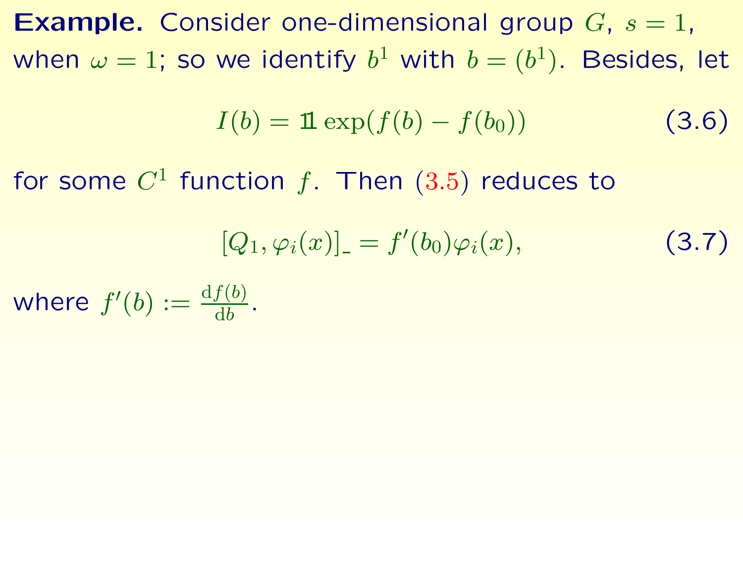**Example.** Consider one-dimensional group $G$, $s = 1$, when $\omega = 1$; so we identify $b^1$ with $b = (b^1)$. Besides, let

$$I(b) = \mathbb{1} \exp(f(b) - f(b_0)) \tag{3.6}$$

for some $C^1$ function $f$. Then (3.5) reduces to

$$[Q_1, \varphi_i(x)]_- = f'(b_0)\varphi_i(x), \tag{3.7}$$

where $f'(b) := \frac{\mathrm{d}f(b)}{\mathrm{d}b}$.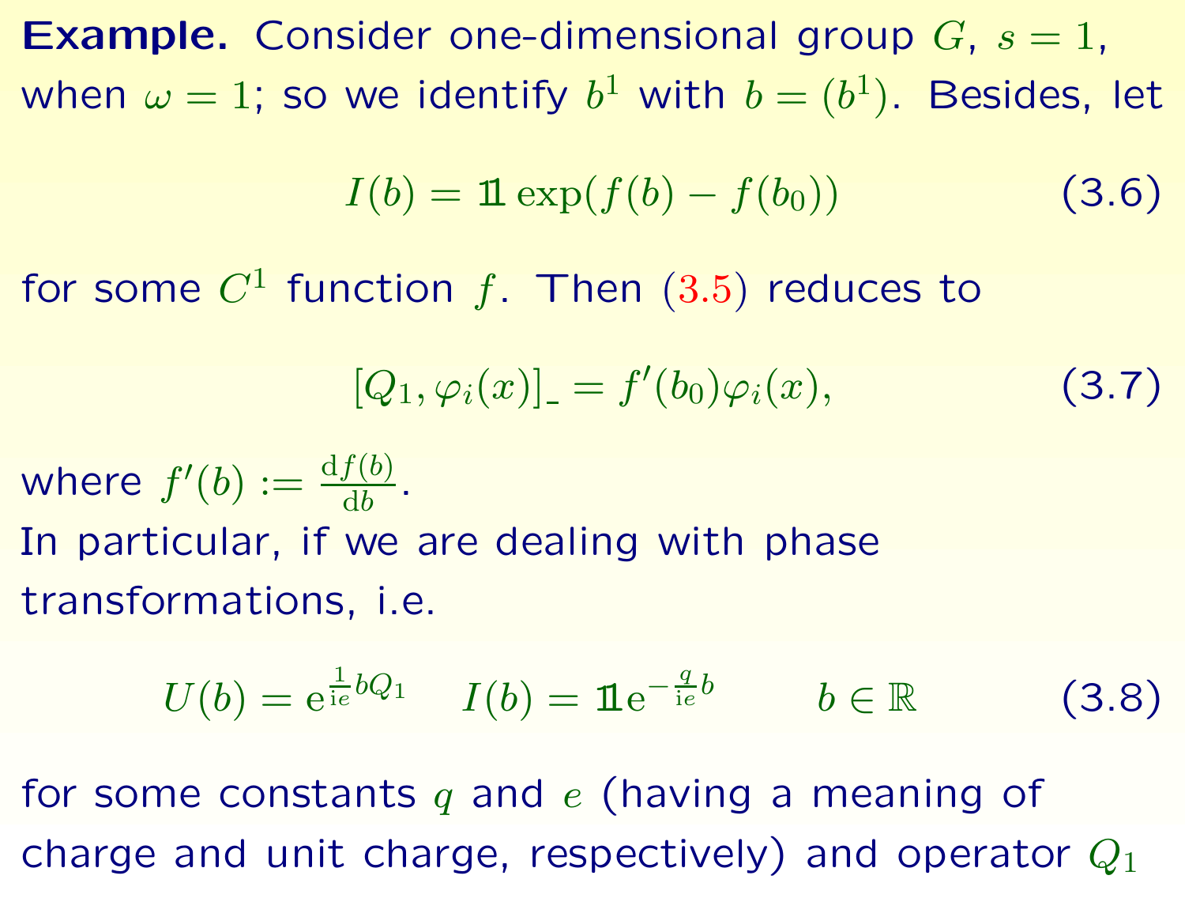**Example.** Consider one-dimensional group $G$, $s = 1$, when $\omega = 1$; so we identify $b^1$ with $b = (b^1)$. Besides, let

$$I(b) = \mathbb{1} \exp(f(b) - f(b_0)) \tag{3.6}$$

for some $C^1$ function $f$. Then (3.5) reduces to

$$[Q_1, \varphi_i(x)]_- = f'(b_0)\varphi_i(x), \tag{3.7}$$

where $f'(b) := \frac{\mathrm{d}f(b)}{\mathrm{d}b}$.
In particular, if we are dealing with phase transformations, i.e.

$$U(b) = \mathrm{e}^{\frac{1}{\mathrm{i}e} b Q_1} \quad I(b) = \mathbb{1}\mathrm{e}^{-\frac{q}{\mathrm{i}e} b} \qquad b \in \mathbb{R} \tag{3.8}$$

for some constants $q$ and $e$ (having a meaning of charge and unit charge, respectively) and operator $Q_1$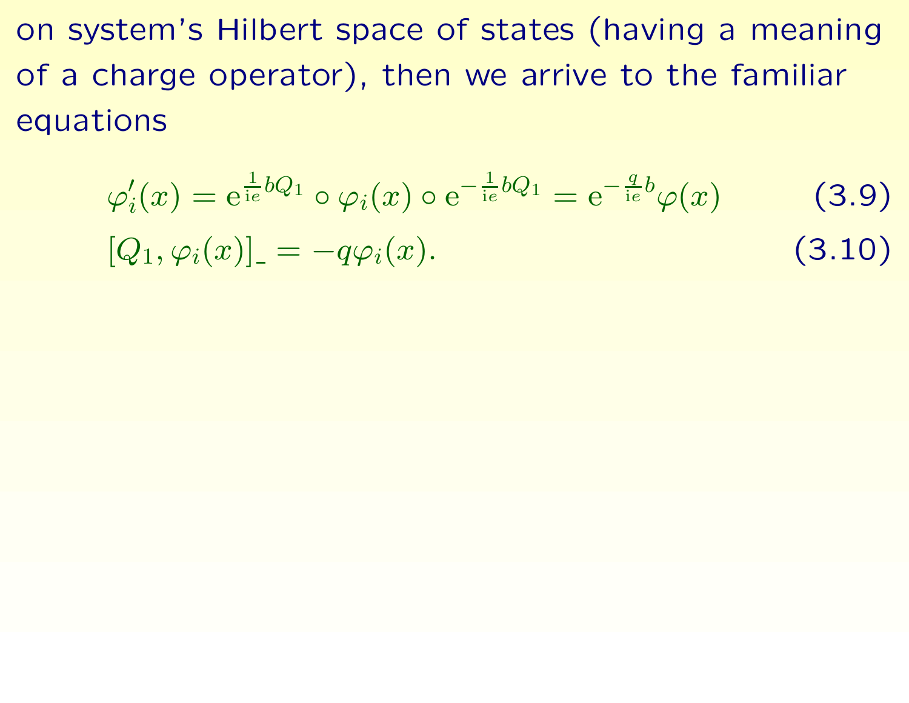on system's Hilbert space of states (having a meaning of a charge operator), then we arrive to the familiar equations

$$\varphi_i'(x) = \mathrm{e}^{\frac{1}{\mathrm{i}e} b Q_1} \circ \varphi_i(x) \circ \mathrm{e}^{-\frac{1}{\mathrm{i}e} b Q_1} = \mathrm{e}^{-\frac{q}{\mathrm{i}e} b} \varphi(x) \tag{3.9}$$

$$[Q_1, \varphi_i(x)]_{\_} = -q \varphi_i(x). \tag{3.10}$$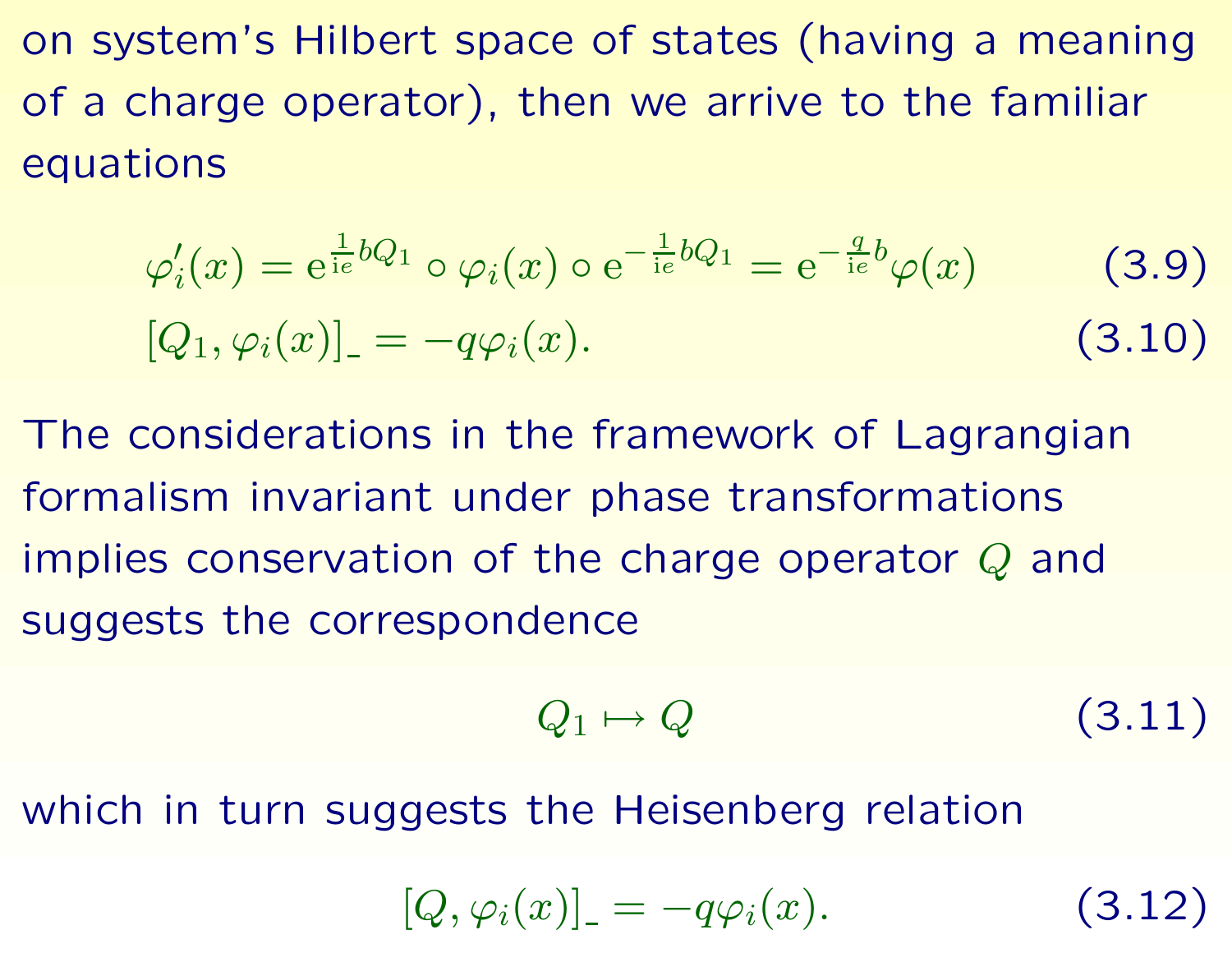on system's Hilbert space of states (having a meaning of a charge operator), then we arrive to the familiar equations

$$\varphi_i'(x) = \mathrm{e}^{\frac{1}{\mathrm{i}e} b Q_1} \circ \varphi_i(x) \circ \mathrm{e}^{-\frac{1}{\mathrm{i}e} b Q_1} = \mathrm{e}^{-\frac{q}{\mathrm{i}e} b} \varphi(x) \tag{3.9}$$

$$[Q_1, \varphi_i(x)]_{\_} = -q \varphi_i(x). \tag{3.10}$$

The considerations in the framework of Lagrangian formalism invariant under phase transformations implies conservation of the charge operator $Q$ and suggests the correspondence

$$Q_1 \mapsto Q \tag{3.11}$$

which in turn suggests the Heisenberg relation

$$[Q, \varphi_i(x)]_{\_} = -q \varphi_i(x). \tag{3.12}$$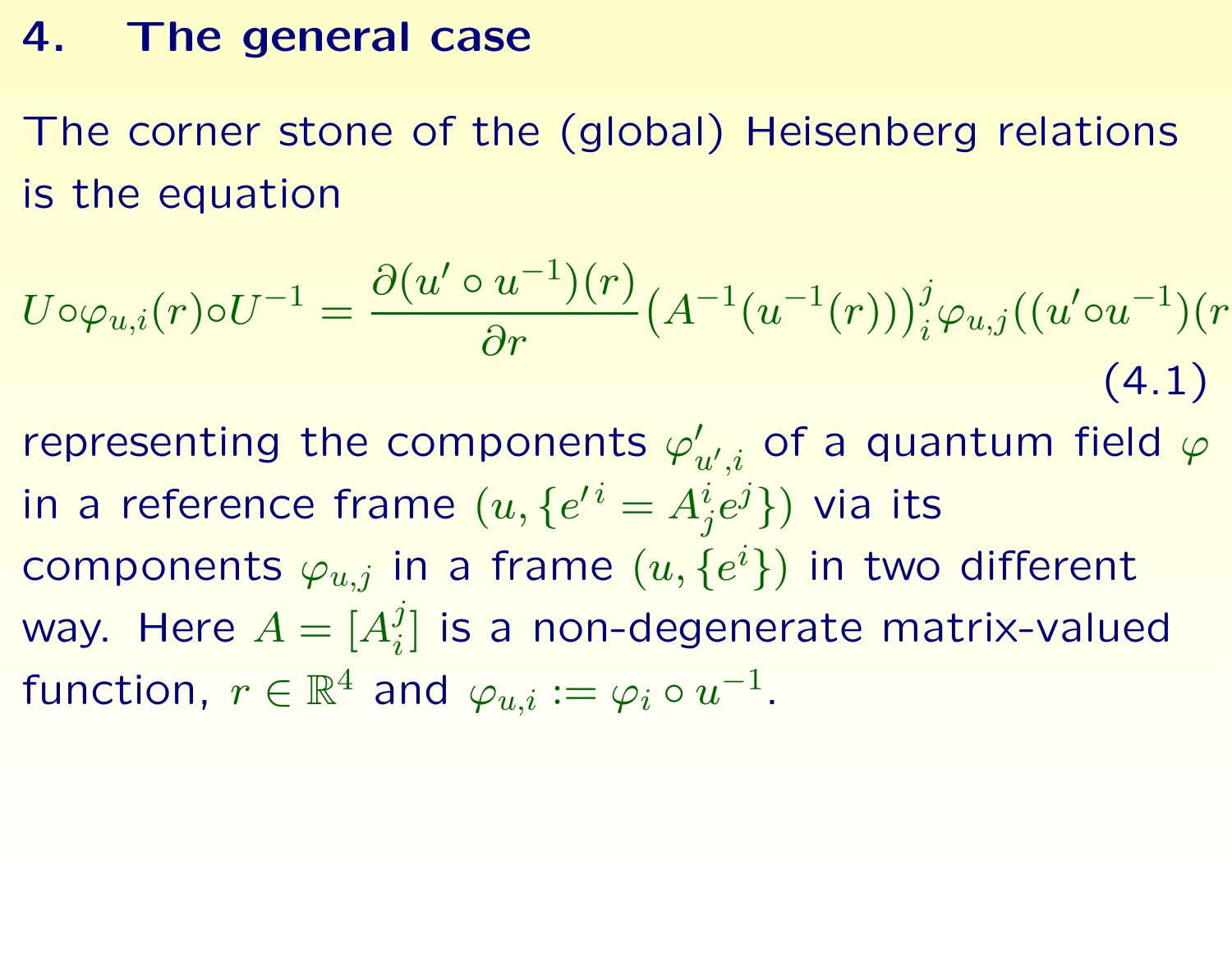# 4. The general case

The corner stone of the (global) Heisenberg relations is the equation

$$U \circ \varphi_{u,i}(r) \circ U^{-1} = \frac{\partial (u' \circ u^{-1})(r)}{\partial r} \big(A^{-1}(u^{-1}(r))\big)^{j}_{i} \varphi_{u,j}((u' \circ u^{-1})(r \tag{4.1}$$

representing the components $\varphi'_{u',i}$ of a quantum field $\varphi$ in a reference frame $(u, \{e'^{i} = A^{i}_{j} e^{j}\})$ via its components $\varphi_{u,j}$ in a frame $(u, \{e^{i}\})$ in two different way. Here $A = [A^{j}_{i}]$ is a non-degenerate matrix-valued function, $r \in \mathbb{R}^4$ and $\varphi_{u,i} := \varphi_i \circ u^{-1}$.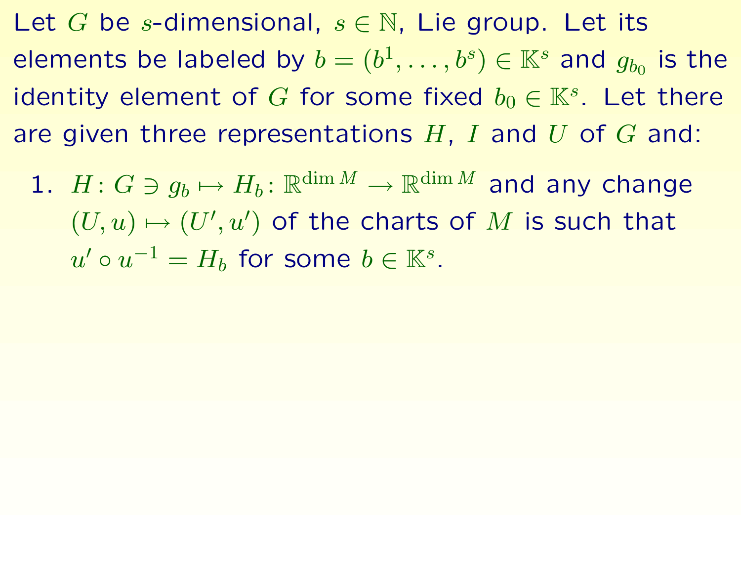Let $G$ be $s$-dimensional, $s \in \mathbb{N}$, Lie group. Let its elements be labeled by $b = (b^1, \dots, b^s) \in \mathbb{K}^s$ and $g_{b_0}$ is the identity element of $G$ for some fixed $b_0 \in \mathbb{K}^s$. Let there are given three representations $H$, $I$ and $U$ of $G$ and:

1. $H \colon G \ni g_b \mapsto H_b \colon \mathbb{R}^{\dim M} \to \mathbb{R}^{\dim M}$ and any change $(U, u) \mapsto (U', u')$ of the charts of $M$ is such that $u' \circ u^{-1} = H_b$ for some $b \in \mathbb{K}^s$.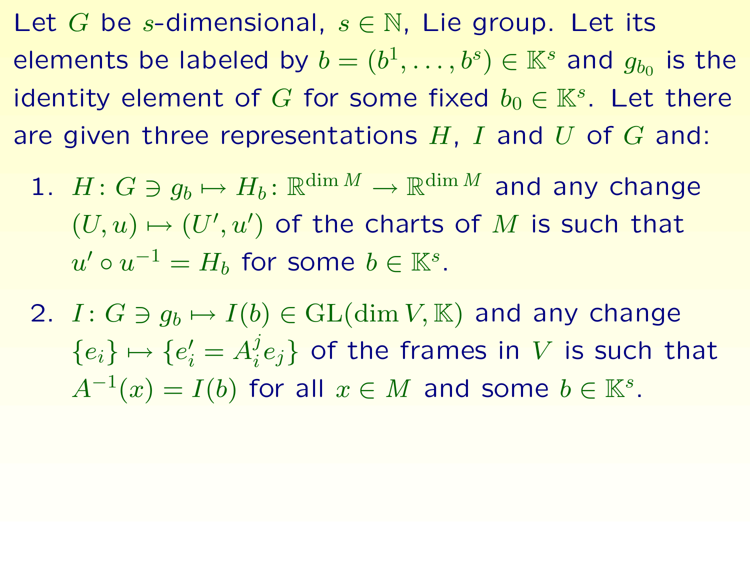Let $G$ be $s$-dimensional, $s \in \mathbb{N}$, Lie group. Let its elements be labeled by $b = (b^1, \ldots, b^s) \in \mathbb{K}^s$ and $g_{b_0}$ is the identity element of $G$ for some fixed $b_0 \in \mathbb{K}^s$. Let there are given three representations $H$, $I$ and $U$ of $G$ and:

1. $H \colon G \ni g_b \mapsto H_b \colon \mathbb{R}^{\dim M} \to \mathbb{R}^{\dim M}$ and any change $(U, u) \mapsto (U', u')$ of the charts of $M$ is such that $u' \circ u^{-1} = H_b$ for some $b \in \mathbb{K}^s$.

2. $I \colon G \ni g_b \mapsto I(b) \in \mathrm{GL}(\dim V, \mathbb{K})$ and any change $\{e_i\} \mapsto \{e'_i = A_i^j e_j\}$ of the frames in $V$ is such that $A^{-1}(x) = I(b)$ for all $x \in M$ and some $b \in \mathbb{K}^s$.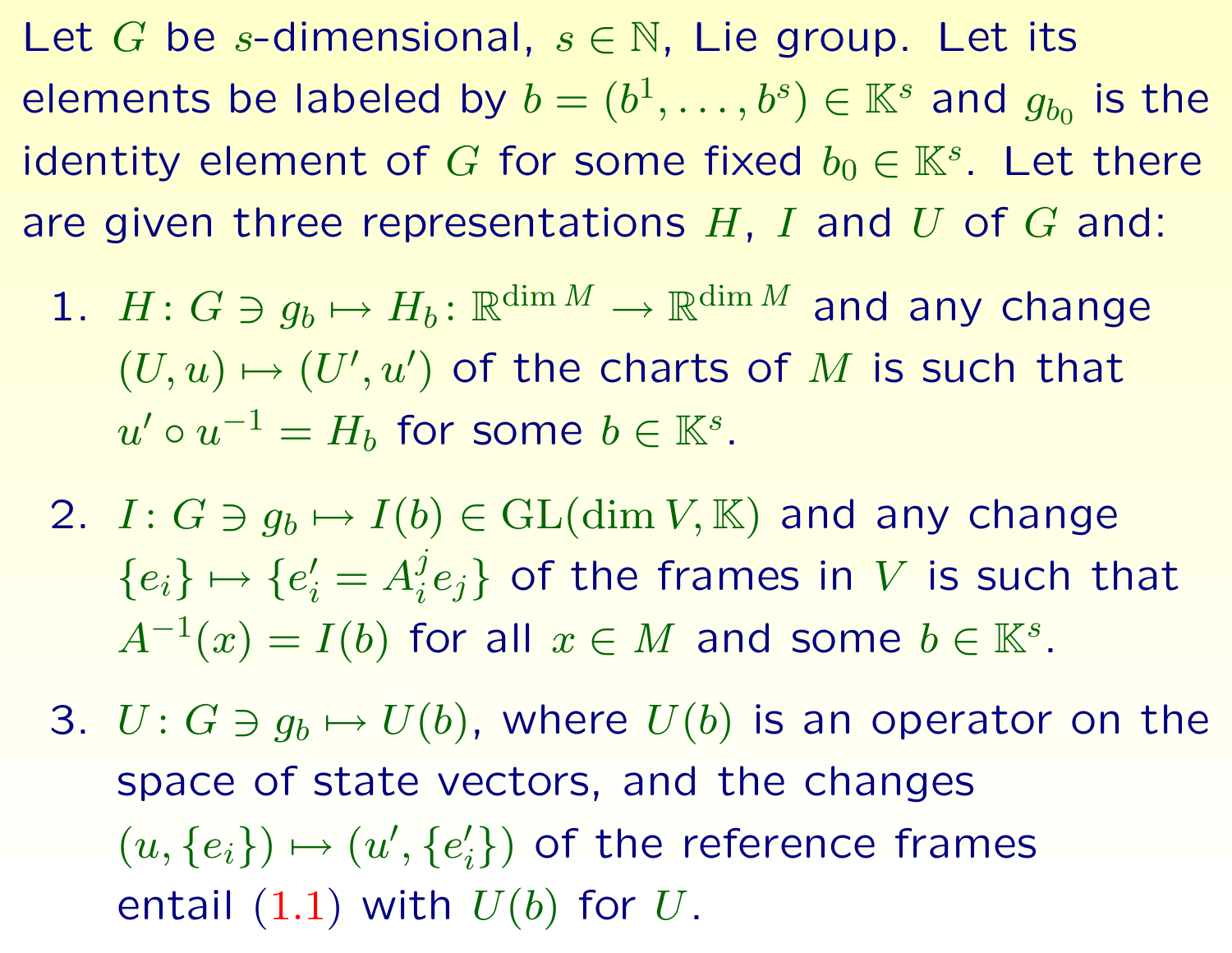Let $G$ be $s$-dimensional, $s \in \mathbb{N}$, Lie group. Let its elements be labeled by $b = (b^1, \dots, b^s) \in \mathbb{K}^s$ and $g_{b_0}$ is the identity element of $G$ for some fixed $b_0 \in \mathbb{K}^s$. Let there are given three representations $H$, $I$ and $U$ of $G$ and:

1. $H \colon G \ni g_b \mapsto H_b \colon \mathbb{R}^{\dim M} \to \mathbb{R}^{\dim M}$ and any change $(U, u) \mapsto (U', u')$ of the charts of $M$ is such that $u' \circ u^{-1} = H_b$ for some $b \in \mathbb{K}^s$.
2. $I \colon G \ni g_b \mapsto I(b) \in \mathrm{GL}(\dim V, \mathbb{K})$ and any change $\{e_i\} \mapsto \{e'_i = A_i^j e_j\}$ of the frames in $V$ is such that $A^{-1}(x) = I(b)$ for all $x \in M$ and some $b \in \mathbb{K}^s$.
3. $U \colon G \ni g_b \mapsto U(b)$, where $U(b)$ is an operator on the space of state vectors, and the changes $(u, \{e_i\}) \mapsto (u', \{e'_i\})$ of the reference frames entail (1.1) with $U(b)$ for $U$.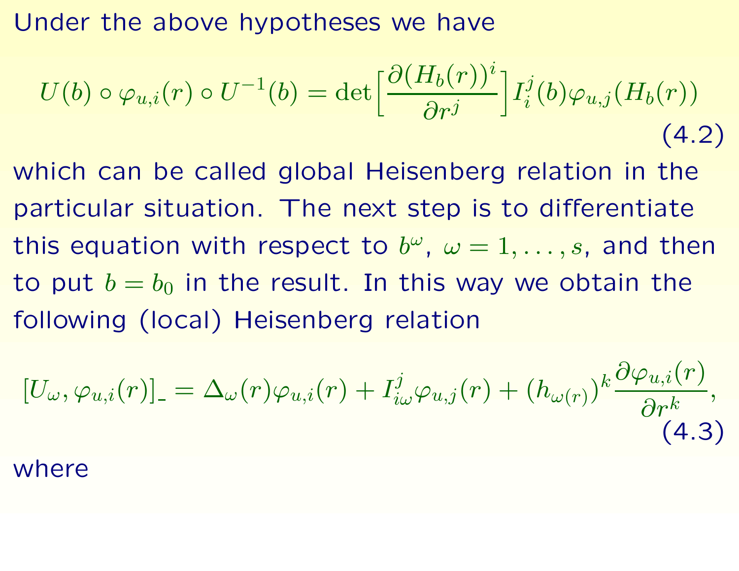Under the above hypotheses we have

$$U(b) \circ \varphi_{u,i}(r) \circ U^{-1}(b) = \det\Big[\frac{\partial (H_b(r))^i}{\partial r^j}\Big] I_i^j(b) \varphi_{u,j}(H_b(r)) \tag{4.2}$$

which can be called global Heisenberg relation in the particular situation. The next step is to differentiate this equation with respect to $b^\omega$, $\omega = 1, \ldots, s$, and then to put $b = b_0$ in the result. In this way we obtain the following (local) Heisenberg relation

$$[U_\omega, \varphi_{u,i}(r)]_{\_} = \Delta_\omega(r)\varphi_{u,i}(r) + I_{i\omega}^j \varphi_{u,j}(r) + (h_{\omega(r)})^k \frac{\partial \varphi_{u,i}(r)}{\partial r^k}, \tag{4.3}$$

where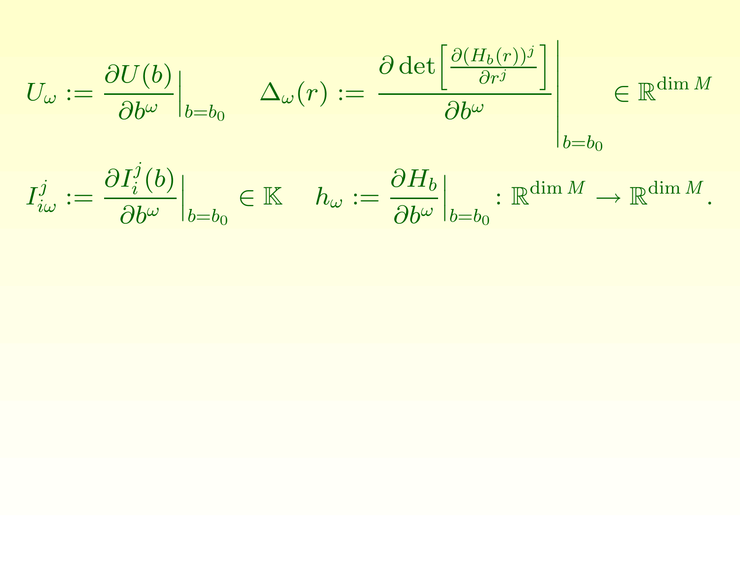$$U_\omega := \frac{\partial U(b)}{\partial b^\omega}\Big|_{b=b_0} \quad \Delta_\omega(r) := \frac{\partial \det\left[\frac{\partial (H_b(r))^j}{\partial r^j}\right]}{\partial b^\omega}\Bigg|_{b=b_0} \in \mathbb{R}^{\dim M}$$

$$I^j_{i\omega} := \frac{\partial I^j_i(b)}{\partial b^\omega}\Big|_{b=b_0} \in \mathbb{K} \quad h_\omega := \frac{\partial H_b}{\partial b^\omega}\Big|_{b=b_0} : \mathbb{R}^{\dim M} \to \mathbb{R}^{\dim M}.$$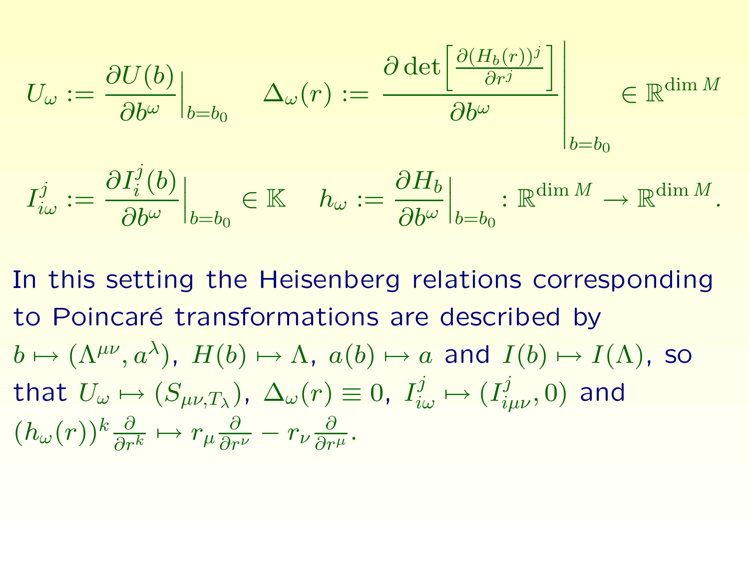$$U_\omega := \frac{\partial U(b)}{\partial b^\omega}\Big|_{b=b_0} \quad \Delta_\omega(r) := \left.\frac{\partial \det\left[\frac{\partial (H_b(r))^j}{\partial r^j}\right]}{\partial b^\omega}\right|_{b=b_0} \in \mathbb{R}^{\dim M}$$

$$I^j_{i\omega} := \frac{\partial I^j_i(b)}{\partial b^\omega}\Big|_{b=b_0} \in \mathbb{K} \quad h_\omega := \frac{\partial H_b}{\partial b^\omega}\Big|_{b=b_0} : \mathbb{R}^{\dim M} \to \mathbb{R}^{\dim M}.$$

In this setting the Heisenberg relations corresponding to Poincaré transformations are described by $b \mapsto (\Lambda^{\mu\nu}, a^\lambda)$, $H(b) \mapsto \Lambda$, $a(b) \mapsto a$ and $I(b) \mapsto I(\Lambda)$, so that $U_\omega \mapsto (S_{\mu\nu, T_\lambda})$, $\Delta_\omega(r) \equiv 0$, $I^j_{i\omega} \mapsto (I^j_{i\mu\nu}, 0)$ and $(h_\omega(r))^k \frac{\partial}{\partial r^k} \mapsto r_\mu \frac{\partial}{\partial r^\nu} - r_\nu \frac{\partial}{\partial r^\mu}$.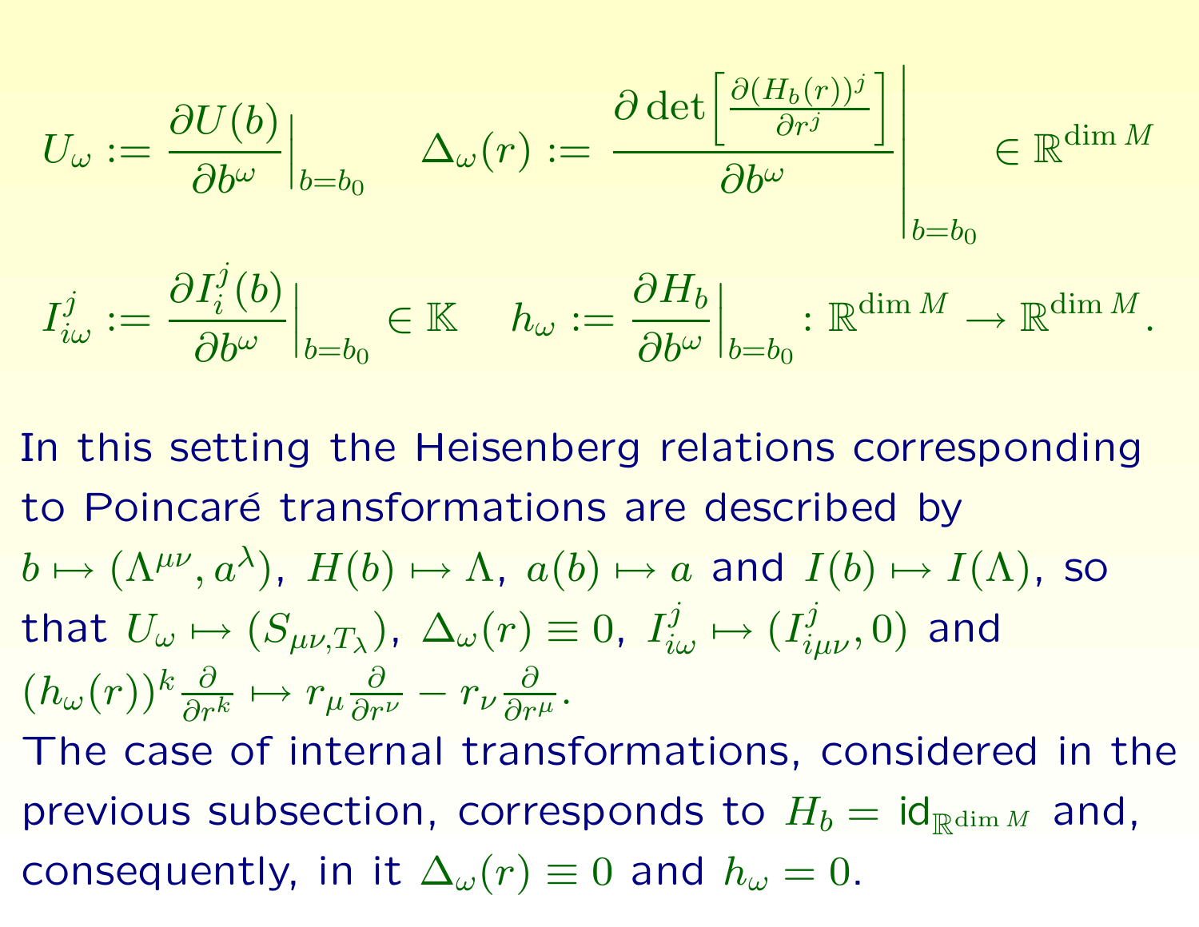$$U_\omega := \frac{\partial U(b)}{\partial b^\omega}\Big|_{b=b_0} \quad \Delta_\omega(r) := \left.\frac{\partial \det\left[\frac{\partial (H_b(r))^j}{\partial r^j}\right]}{\partial b^\omega}\right|_{b=b_0} \in \mathbb{R}^{\dim M}$$

$$I^j_{i\omega} := \frac{\partial I^j_i(b)}{\partial b^\omega}\Big|_{b=b_0} \in \mathbb{K} \quad h_\omega := \frac{\partial H_b}{\partial b^\omega}\Big|_{b=b_0} : \mathbb{R}^{\dim M} \to \mathbb{R}^{\dim M}.$$

In this setting the Heisenberg relations corresponding to Poincaré transformations are described by $b \mapsto (\Lambda^{\mu\nu}, a^\lambda)$, $H(b) \mapsto \Lambda$, $a(b) \mapsto a$ and $I(b) \mapsto I(\Lambda)$, so that $U_\omega \mapsto (S_{\mu\nu,T_\lambda})$, $\Delta_\omega(r) \equiv 0$, $I^j_{i\omega} \mapsto (I^j_{i\mu\nu}, 0)$ and $(h_\omega(r))^k \frac{\partial}{\partial r^k} \mapsto r_\mu \frac{\partial}{\partial r^\nu} - r_\nu \frac{\partial}{\partial r^\mu}$.

The case of internal transformations, considered in the previous subsection, corresponds to $H_b = \mathrm{id}_{\mathbb{R}^{\dim M}}$ and, consequently, in it $\Delta_\omega(r) \equiv 0$ and $h_\omega = 0$.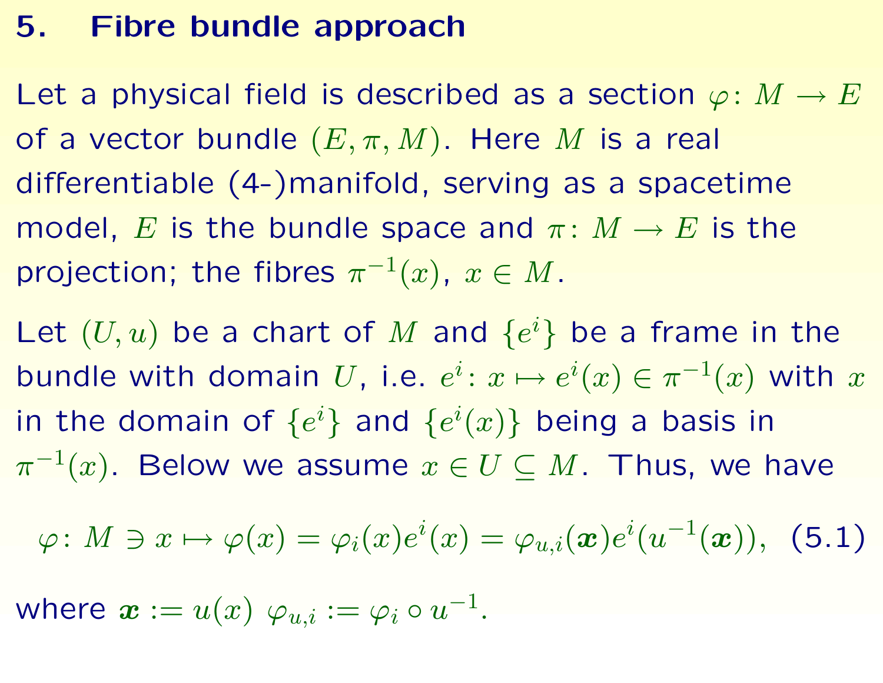# 5. Fibre bundle approach

Let a physical field is described as a section $\varphi\colon M \to E$ of a vector bundle $(E, \pi, M)$. Here $M$ is a real differentiable (4-)manifold, serving as a spacetime model, $E$ is the bundle space and $\pi\colon M \to E$ is the projection; the fibres $\pi^{-1}(x)$, $x \in M$.

Let $(U, u)$ be a chart of $M$ and $\{e^i\}$ be a frame in the bundle with domain $U$, i.e. $e^i\colon x \mapsto e^i(x) \in \pi^{-1}(x)$ with $x$ in the domain of $\{e^i\}$ and $\{e^i(x)\}$ being a basis in $\pi^{-1}(x)$. Below we assume $x \in U \subseteq M$. Thus, we have

$$\varphi\colon M \ni x \mapsto \varphi(x) = \varphi_i(x)e^i(x) = \varphi_{u,i}(\boldsymbol{x})e^i(u^{-1}(\boldsymbol{x})), \quad (5.1)$$

where $\boldsymbol{x} := u(x)$ $\varphi_{u,i} := \varphi_i \circ u^{-1}$.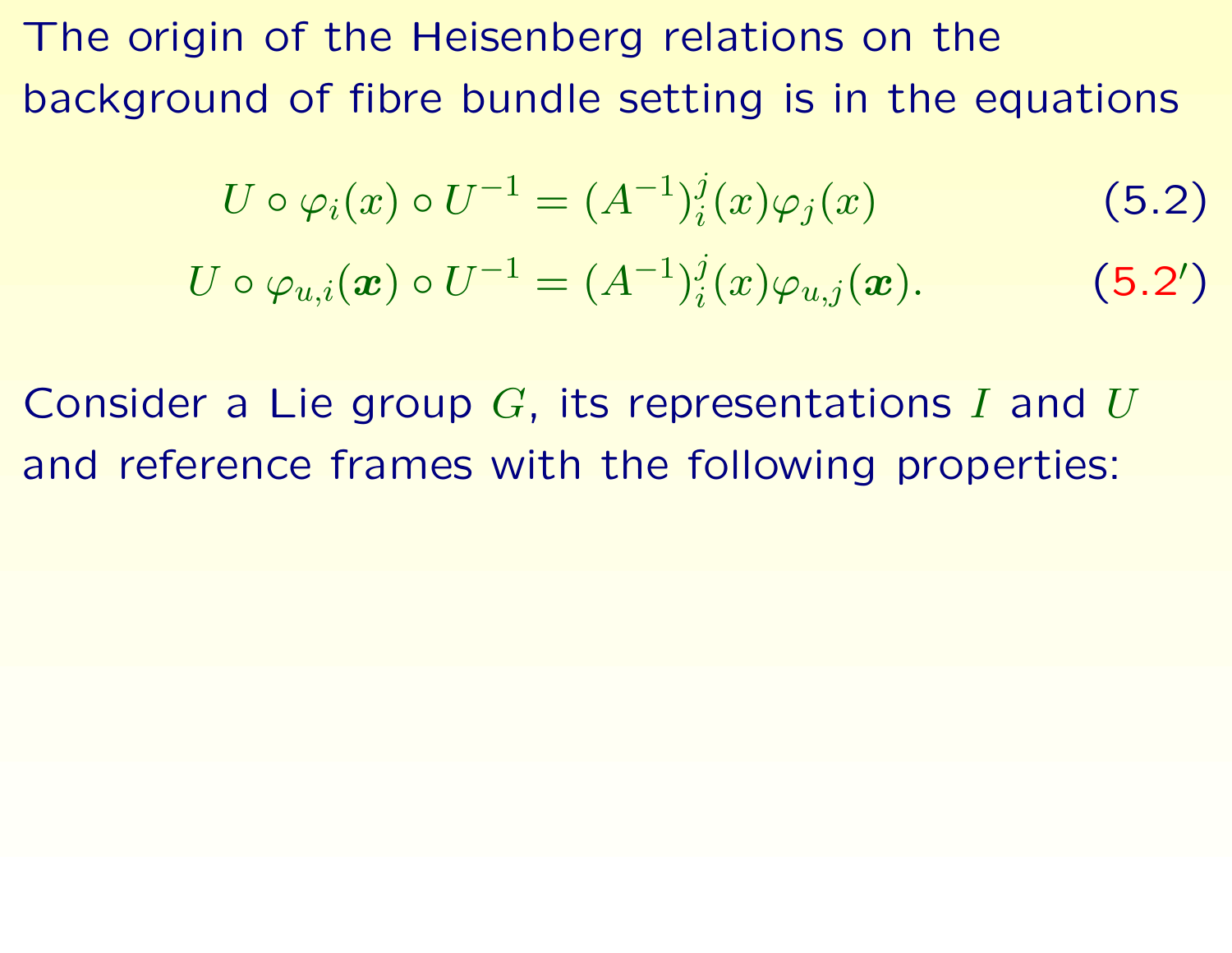The origin of the Heisenberg relations on the background of fibre bundle setting is in the equations

$$U \circ \varphi_i(x) \circ U^{-1} = (A^{-1})_i^j(x) \varphi_j(x) \tag{5.2}$$

$$U \circ \varphi_{u,i}(\boldsymbol{x}) \circ U^{-1} = (A^{-1})_i^j(x) \varphi_{u,j}(\boldsymbol{x}). \tag{5.2'}$$

Consider a Lie group $G$, its representations $I$ and $U$ and reference frames with the following properties: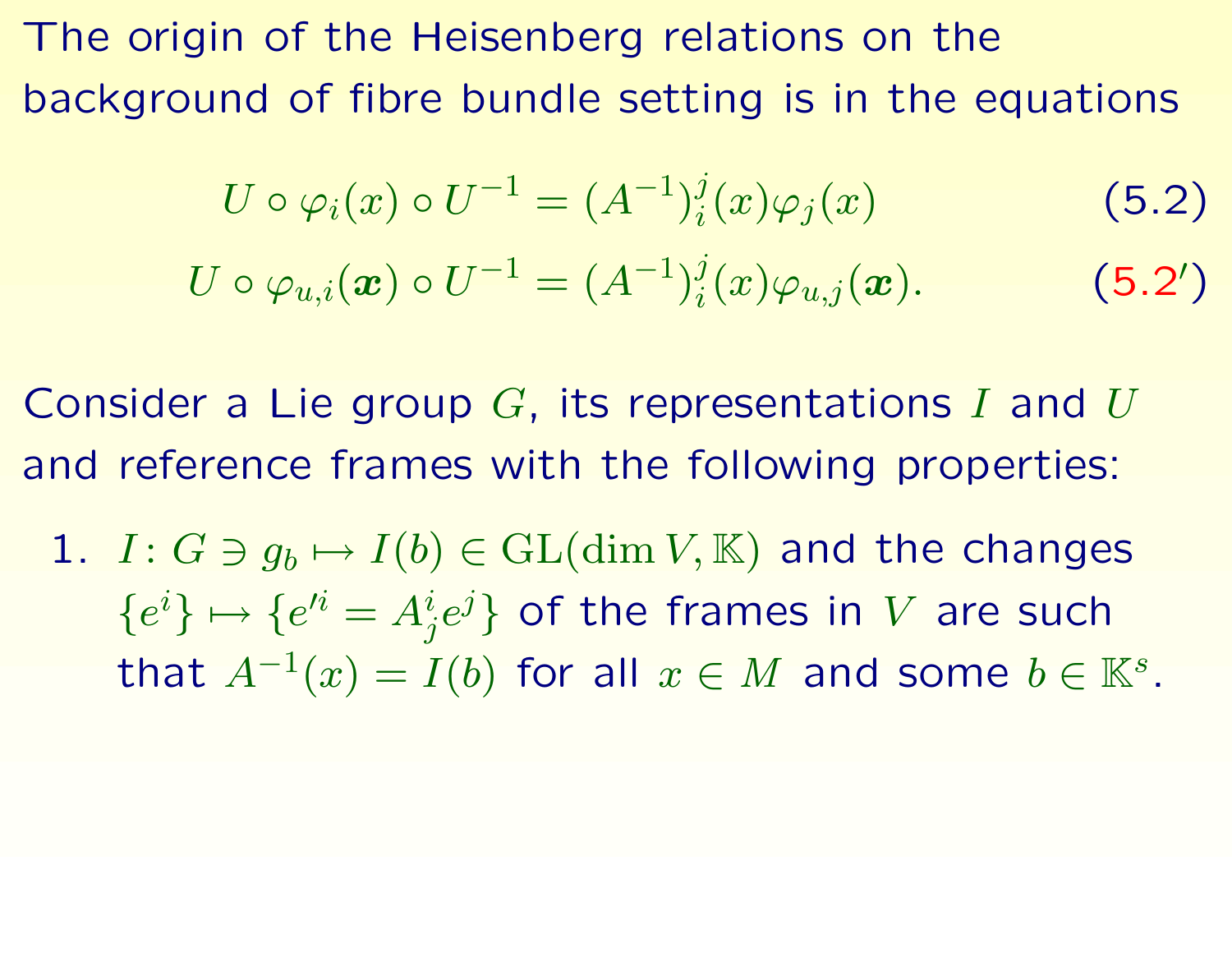The origin of the Heisenberg relations on the background of fibre bundle setting is in the equations

$$U \circ \varphi_i(x) \circ U^{-1} = (A^{-1})_i^j(x)\varphi_j(x) \tag{5.2}$$

$$U \circ \varphi_{u,i}(\boldsymbol{x}) \circ U^{-1} = (A^{-1})_i^j(x)\varphi_{u,j}(\boldsymbol{x}). \tag{5.2$'$}$$

Consider a Lie group $G$, its representations $I$ and $U$ and reference frames with the following properties:

1. $I \colon G \ni g_b \mapsto I(b) \in \mathrm{GL}(\dim V, \mathbb{K})$ and the changes $\{e^i\} \mapsto \{e'^i = A_j^i e^j\}$ of the frames in $V$ are such that $A^{-1}(x) = I(b)$ for all $x \in M$ and some $b \in \mathbb{K}^s$.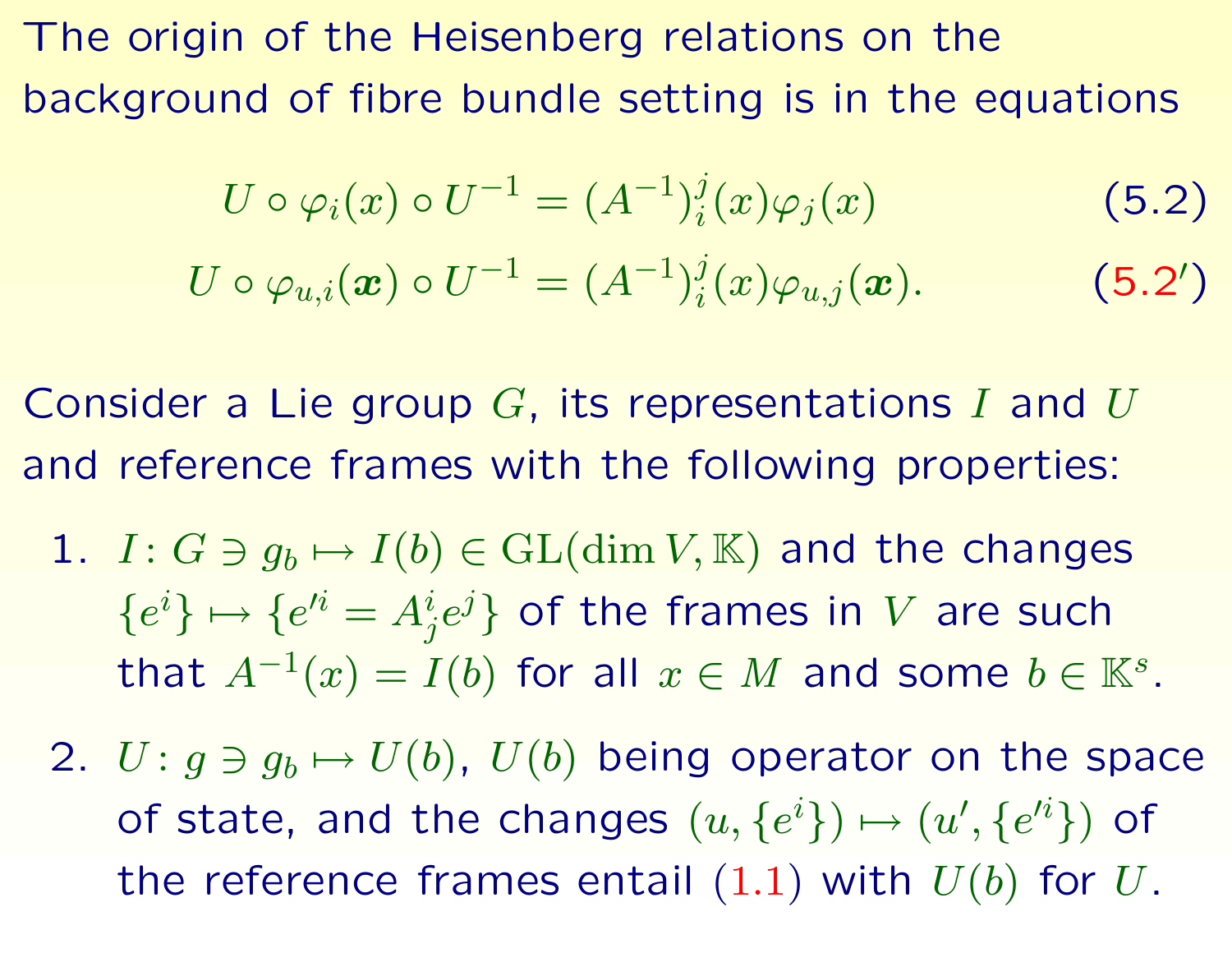The origin of the Heisenberg relations on the background of fibre bundle setting is in the equations

$$U \circ \varphi_i(x) \circ U^{-1} = (A^{-1})^j_i(x)\varphi_j(x) \tag{5.2}$$

$$U \circ \varphi_{u,i}(\boldsymbol{x}) \circ U^{-1} = (A^{-1})^j_i(x)\varphi_{u,j}(\boldsymbol{x}). \tag{5.2$'$}$$

Consider a Lie group $G$, its representations $I$ and $U$ and reference frames with the following properties:

1. $I \colon G \ni g_b \mapsto I(b) \in \mathrm{GL}(\dim V, \mathbb{K})$ and the changes $\{e^i\} \mapsto \{e'^i = A^i_j e^j\}$ of the frames in $V$ are such that $A^{-1}(x) = I(b)$ for all $x \in M$ and some $b \in \mathbb{K}^s$.
2. $U \colon g \ni g_b \mapsto U(b)$, $U(b)$ being operator on the space of state, and the changes $(u, \{e^i\}) \mapsto (u', \{e'^i\})$ of the reference frames entail (1.1) with $U(b)$ for $U$.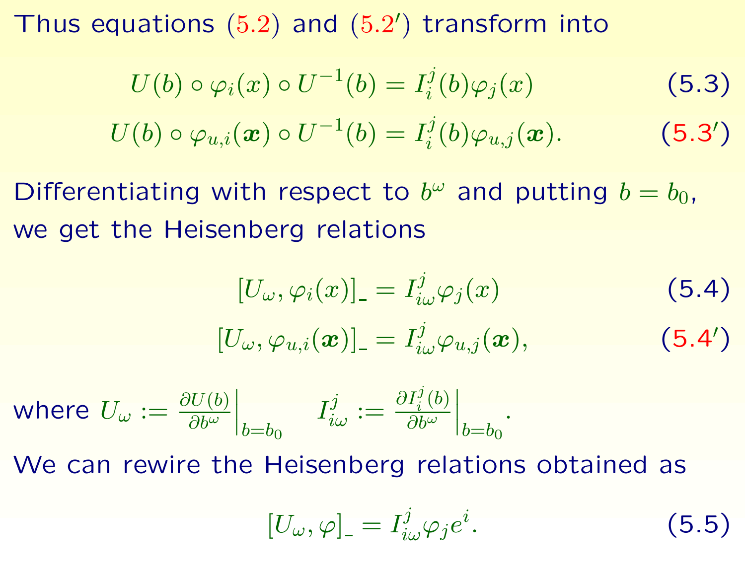Thus equations (5.2) and (5.2′) transform into

$$U(b) \circ \varphi_i(x) \circ U^{-1}(b) = I_i^j(b)\varphi_j(x) \tag{5.3}$$

$$U(b) \circ \varphi_{u,i}(\boldsymbol{x}) \circ U^{-1}(b) = I_i^j(b)\varphi_{u,j}(\boldsymbol{x}). \tag{5.3′}$$

Differentiating with respect to $b^\omega$ and putting $b = b_0$, we get the Heisenberg relations

$$[U_\omega, \varphi_i(x)]_{\_} = I_{i\omega}^j \varphi_j(x) \tag{5.4}$$

$$[U_\omega, \varphi_{u,i}(\boldsymbol{x})]_{\_} = I_{i\omega}^j \varphi_{u,j}(\boldsymbol{x}), \tag{5.4′}$$

where $U_\omega := \frac{\partial U(b)}{\partial b^\omega}\Big|_{b=b_0}$ $\quad I_{i\omega}^j := \frac{\partial I_i^j(b)}{\partial b^\omega}\Big|_{b=b_0}$.

We can rewire the Heisenberg relations obtained as

$$[U_\omega, \varphi]_{\_} = I_{i\omega}^j \varphi_j e^i. \tag{5.5}$$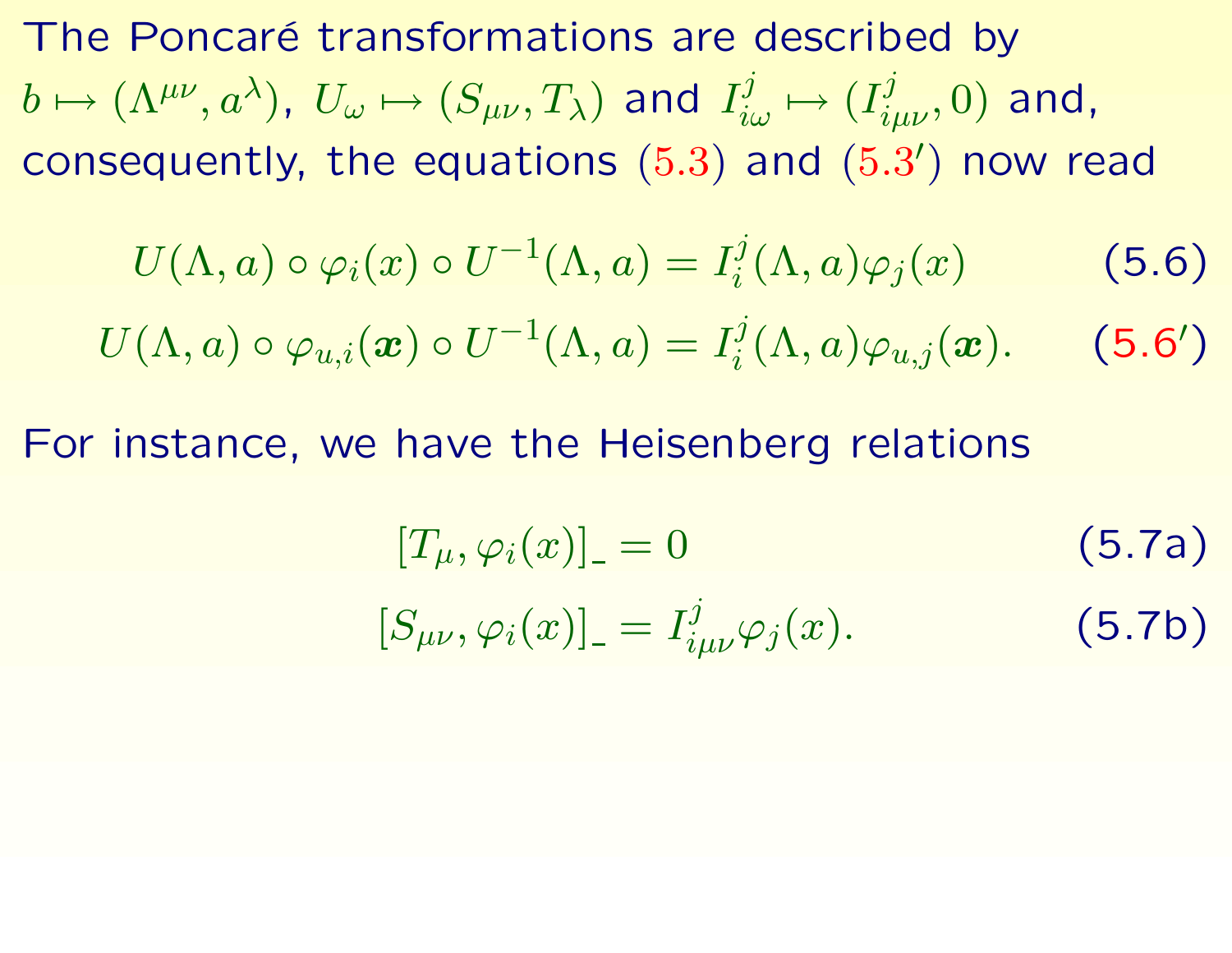The Poncaré transformations are described by $b \mapsto (\Lambda^{\mu\nu}, a^\lambda)$, $U_\omega \mapsto (S_{\mu\nu}, T_\lambda)$ and $I^j_{i\omega} \mapsto (I^j_{i\mu\nu}, 0)$ and, consequently, the equations (5.3) and (5.3′) now read

$$U(\Lambda, a) \circ \varphi_i(x) \circ U^{-1}(\Lambda, a) = I^j_i(\Lambda, a)\varphi_j(x) \tag{5.6}$$

$$U(\Lambda, a) \circ \varphi_{u,i}(\boldsymbol{x}) \circ U^{-1}(\Lambda, a) = I^j_i(\Lambda, a)\varphi_{u,j}(\boldsymbol{x}). \tag{5.6′}$$

For instance, we have the Heisenberg relations

$$[T_\mu, \varphi_i(x)]_{\_} = 0 \tag{5.7a}$$

$$[S_{\mu\nu}, \varphi_i(x)]_{\_} = I^j_{i\mu\nu}\varphi_j(x). \tag{5.7b}$$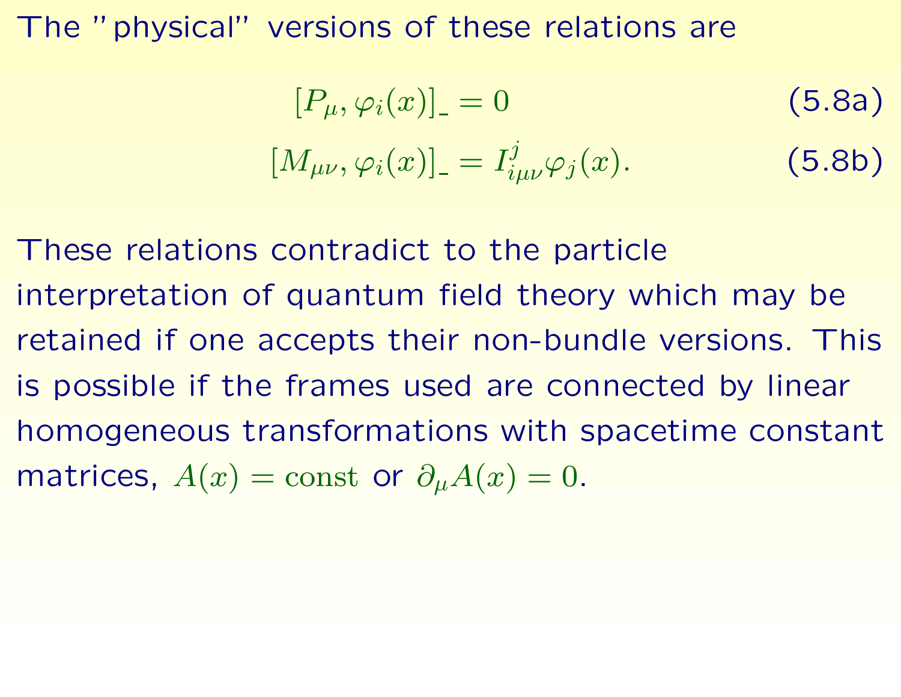The "physical" versions of these relations are

$$[P_\mu, \varphi_i(x)]_{\_} = 0 \tag{5.8a}$$

$$[M_{\mu\nu}, \varphi_i(x)]_{\_} = I^j_{i\mu\nu} \varphi_j(x). \tag{5.8b}$$

These relations contradict to the particle interpretation of quantum field theory which may be retained if one accepts their non-bundle versions. This is possible if the frames used are connected by linear homogeneous transformations with spacetime constant matrices, $A(x) = \text{const}$ or $\partial_\mu A(x) = 0$.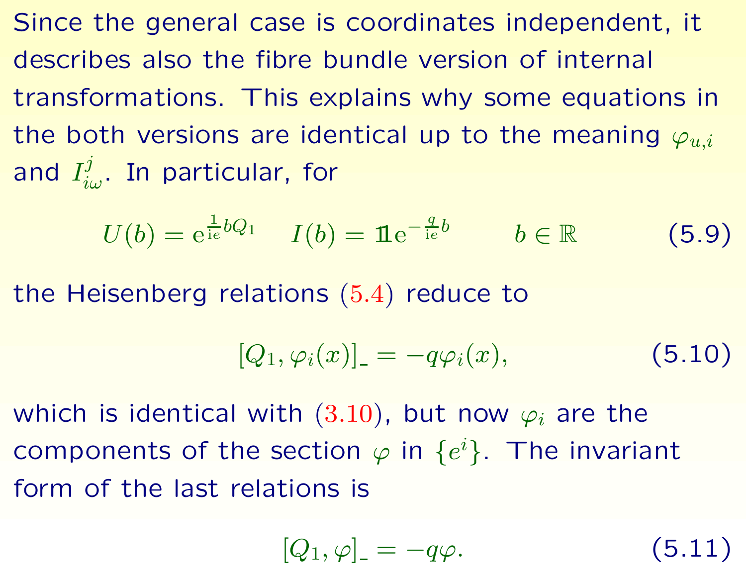Since the general case is coordinates independent, it describes also the fibre bundle version of internal transformations. This explains why some equations in the both versions are identical up to the meaning $\varphi_{u,i}$ and $I^{j}_{i\omega}$. In particular, for

$$U(b) = \mathrm{e}^{\frac{1}{\mathrm{i}e} b Q_1} \quad I(b) = \mathbb{1}\mathrm{e}^{-\frac{q}{\mathrm{i}e} b} \qquad b \in \mathbb{R} \tag{5.9}$$

the Heisenberg relations (5.4) reduce to

$$[Q_1, \varphi_i(x)]_{\_} = -q\varphi_i(x), \tag{5.10}$$

which is identical with (3.10), but now $\varphi_i$ are the components of the section $\varphi$ in $\{e^i\}$. The invariant form of the last relations is

$$[Q_1, \varphi]_{\_} = -q\varphi. \tag{5.11}$$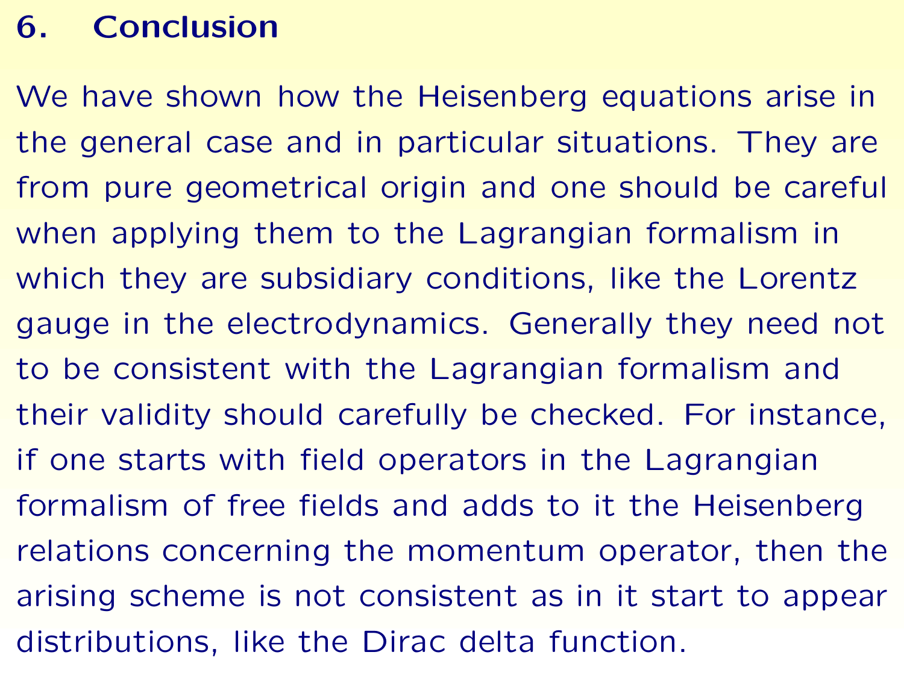# 6. Conclusion

We have shown how the Heisenberg equations arise in the general case and in particular situations. They are from pure geometrical origin and one should be careful when applying them to the Lagrangian formalism in which they are subsidiary conditions, like the Lorentz gauge in the electrodynamics. Generally they need not to be consistent with the Lagrangian formalism and their validity should carefully be checked. For instance, if one starts with field operators in the Lagrangian formalism of free fields and adds to it the Heisenberg relations concerning the momentum operator, then the arising scheme is not consistent as in it start to appear distributions, like the Dirac delta function.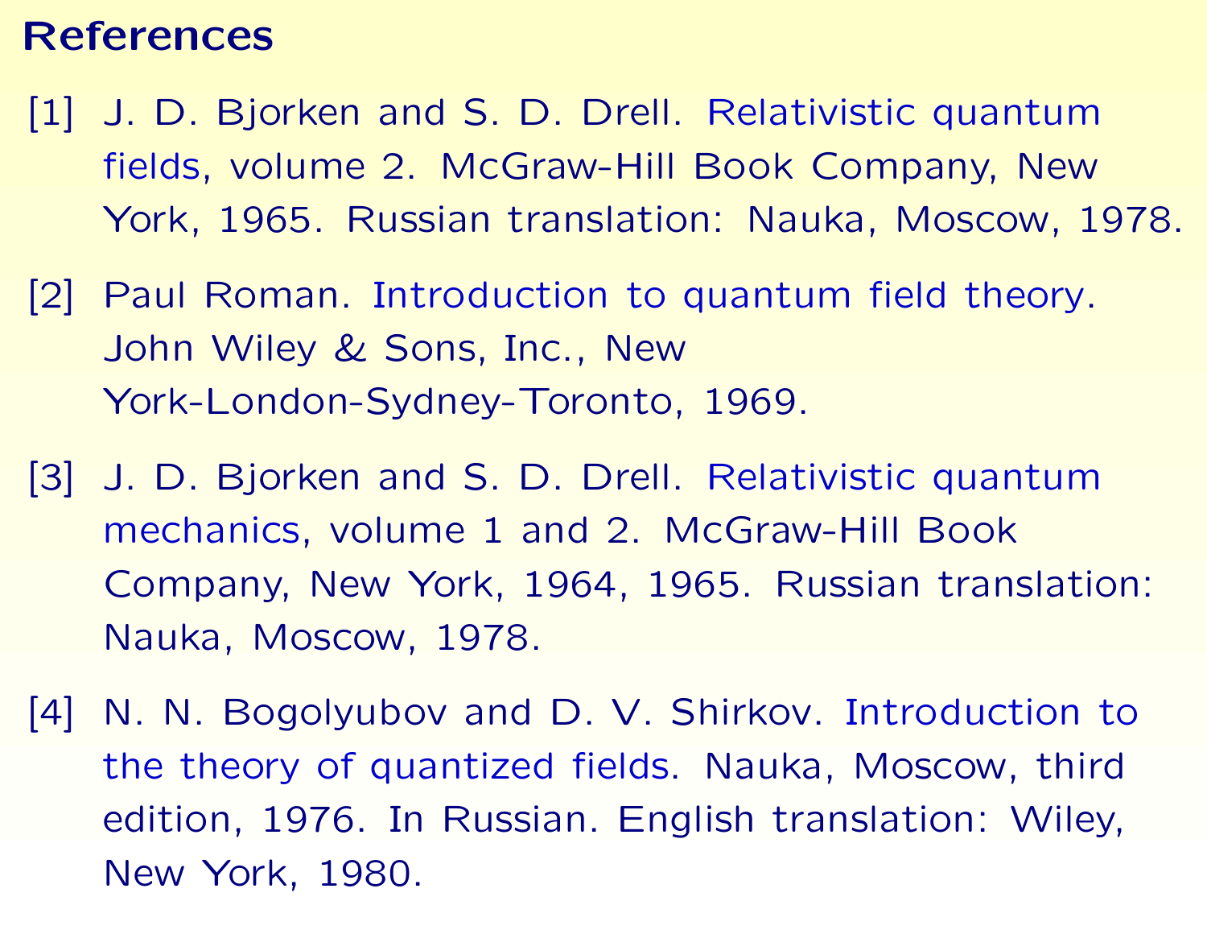# References

[1] J. D. Bjorken and S. D. Drell. Relativistic quantum fields, volume 2. McGraw-Hill Book Company, New York, 1965. Russian translation: Nauka, Moscow, 1978.

[2] Paul Roman. Introduction to quantum field theory. John Wiley & Sons, Inc., New York-London-Sydney-Toronto, 1969.

[3] J. D. Bjorken and S. D. Drell. Relativistic quantum mechanics, volume 1 and 2. McGraw-Hill Book Company, New York, 1964, 1965. Russian translation: Nauka, Moscow, 1978.

[4] N. N. Bogolyubov and D. V. Shirkov. Introduction to the theory of quantized fields. Nauka, Moscow, third edition, 1976. In Russian. English translation: Wiley, New York, 1980.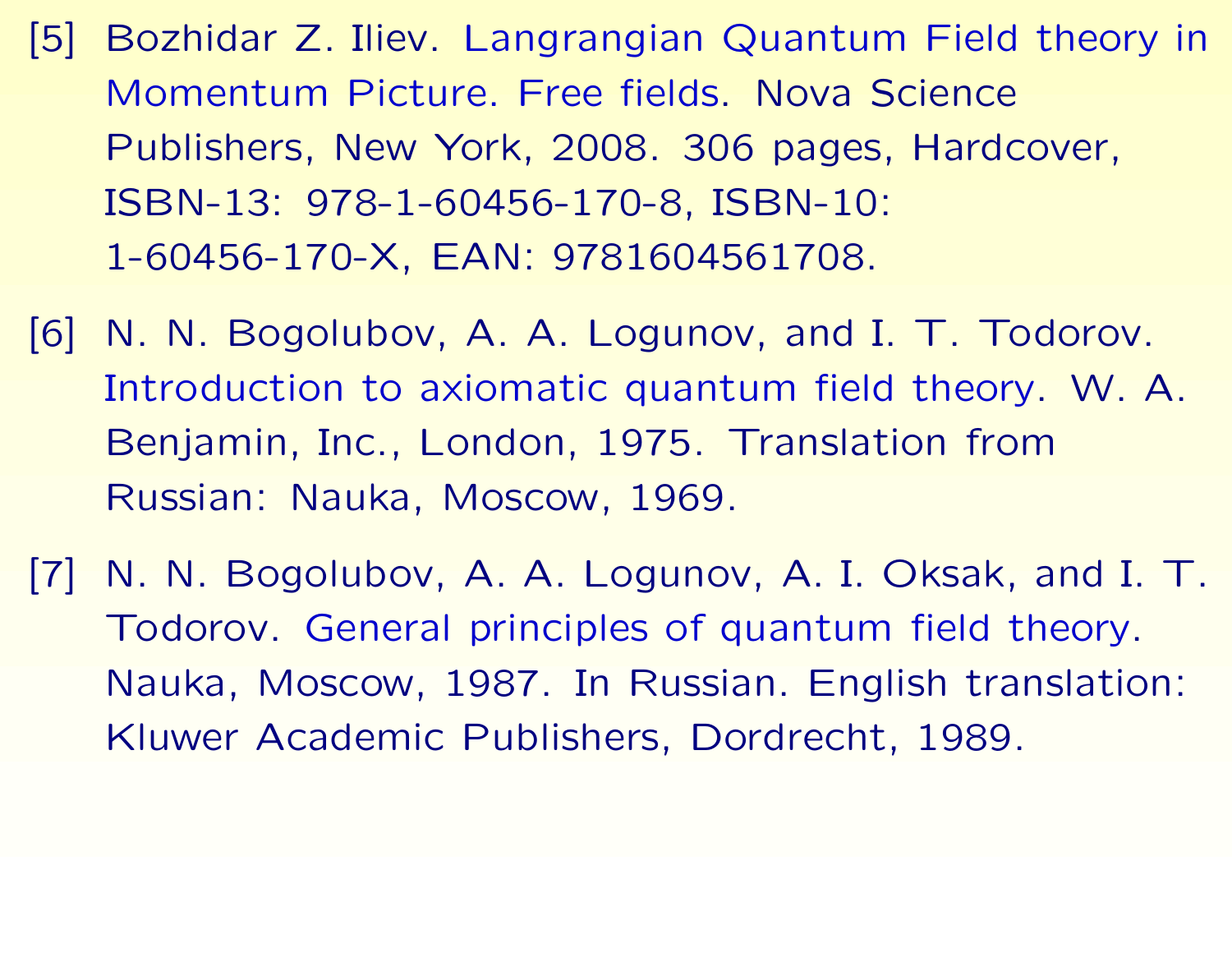[5] Bozhidar Z. Iliev. Langrangian Quantum Field theory in Momentum Picture. Free fields. Nova Science Publishers, New York, 2008. 306 pages, Hardcover, ISBN-13: 978-1-60456-170-8, ISBN-10: 1-60456-170-X, EAN: 9781604561708.

[6] N. N. Bogolubov, A. A. Logunov, and I. T. Todorov. Introduction to axiomatic quantum field theory. W. A. Benjamin, Inc., London, 1975. Translation from Russian: Nauka, Moscow, 1969.

[7] N. N. Bogolubov, A. A. Logunov, A. I. Oksak, and I. T. Todorov. General principles of quantum field theory. Nauka, Moscow, 1987. In Russian. English translation: Kluwer Academic Publishers, Dordrecht, 1989.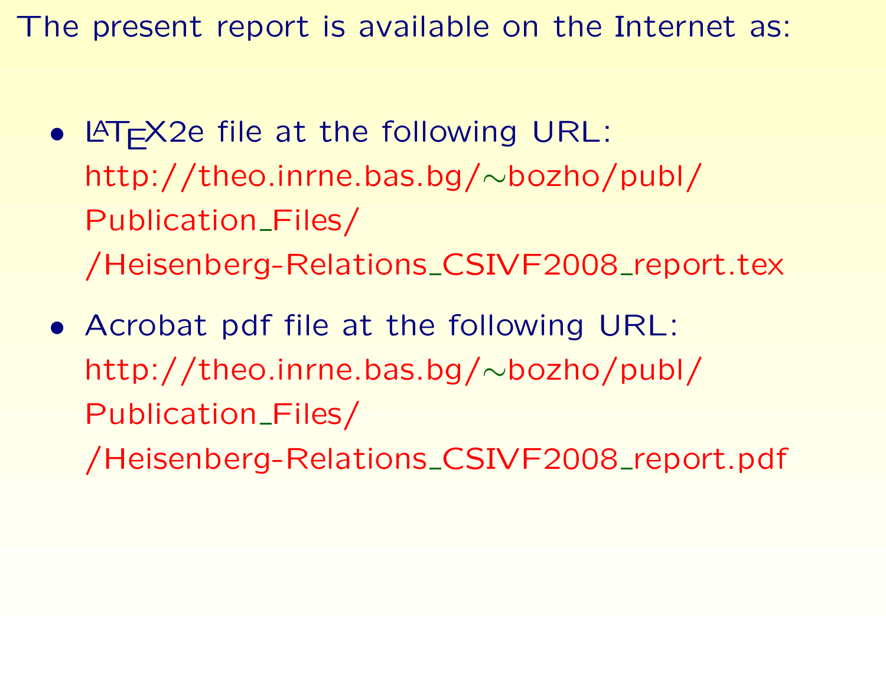The present report is available on the Internet as:

- LaTeX2e file at the following URL:
  http://theo.inrne.bas.bg/~bozho/publ/
  Publication_Files/
  /Heisenberg-Relations_CSIVF2008_report.tex
- Acrobat pdf file at the following URL:
  http://theo.inrne.bas.bg/~bozho/publ/
  Publication_Files/
  /Heisenberg-Relations_CSIVF2008_report.pdf